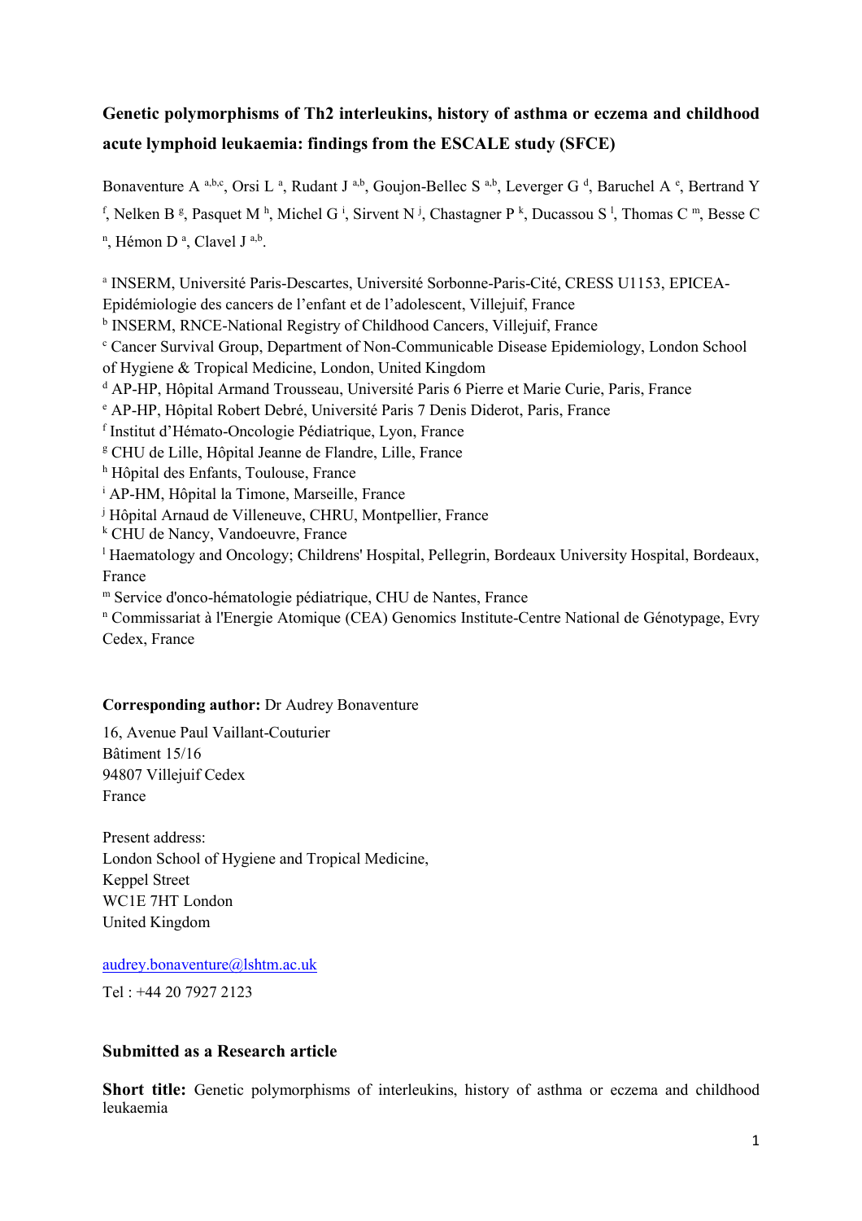# Genetic polymorphisms of Th2 interleukins, history of asthma or eczema and childhood acute lymphoid leukaemia: findings from the ESCALE study (SFCE)

Bonaventure A [a,b,c], Orsi L [a], Rudant J [a,b], Goujon-Bellec S [a,b], Leverger G [d], Baruchel A [e], Bertrand Y [f], Nelken B [g], Pasquet M [h], Michel G [i], Sirvent N [j], Chastagner P [k], Ducassou S [l], Thomas C [m], Besse C [n], Hémon D [a], Clavel J [a,b].

[a] INSERM, Université Paris-Descartes, Université Sorbonne-Paris-Cité, CRESS U1153, EPICEA-Epidémiologie des cancers de l'enfant et de l'adolescent, Villejuif, France
[b] INSERM, RNCE-National Registry of Childhood Cancers, Villejuif, France
[c] Cancer Survival Group, Department of Non-Communicable Disease Epidemiology, London School of Hygiene & Tropical Medicine, London, United Kingdom
[d] AP-HP, Hôpital Armand Trousseau, Université Paris 6 Pierre et Marie Curie, Paris, France
[e] AP-HP, Hôpital Robert Debré, Université Paris 7 Denis Diderot, Paris, France
[f] Institut d'Hémato-Oncologie Pédiatrique, Lyon, France
[g] CHU de Lille, Hôpital Jeanne de Flandre, Lille, France
[h] Hôpital des Enfants, Toulouse, France
[i] AP-HM, Hôpital la Timone, Marseille, France
[j] Hôpital Arnaud de Villeneuve, CHRU, Montpellier, France
[k] CHU de Nancy, Vandoeuvre, France
[l] Haematology and Oncology; Childrens' Hospital, Pellegrin, Bordeaux University Hospital, Bordeaux, France
[m] Service d'onco-hématologie pédiatrique, CHU de Nantes, France
[n] Commissariat à l'Energie Atomique (CEA) Genomics Institute-Centre National de Génotypage, Evry Cedex, France

**Corresponding author:** Dr Audrey Bonaventure

16, Avenue Paul Vaillant-Couturier
Bâtiment 15/16
94807 Villejuif Cedex
France

Present address:
London School of Hygiene and Tropical Medicine,
Keppel Street
WC1E 7HT London
United Kingdom

audrey.bonaventure@lshtm.ac.uk

Tel : +44 20 7927 2123

**Submitted as a Research article**

**Short title:** Genetic polymorphisms of interleukins, history of asthma or eczema and childhood leukaemia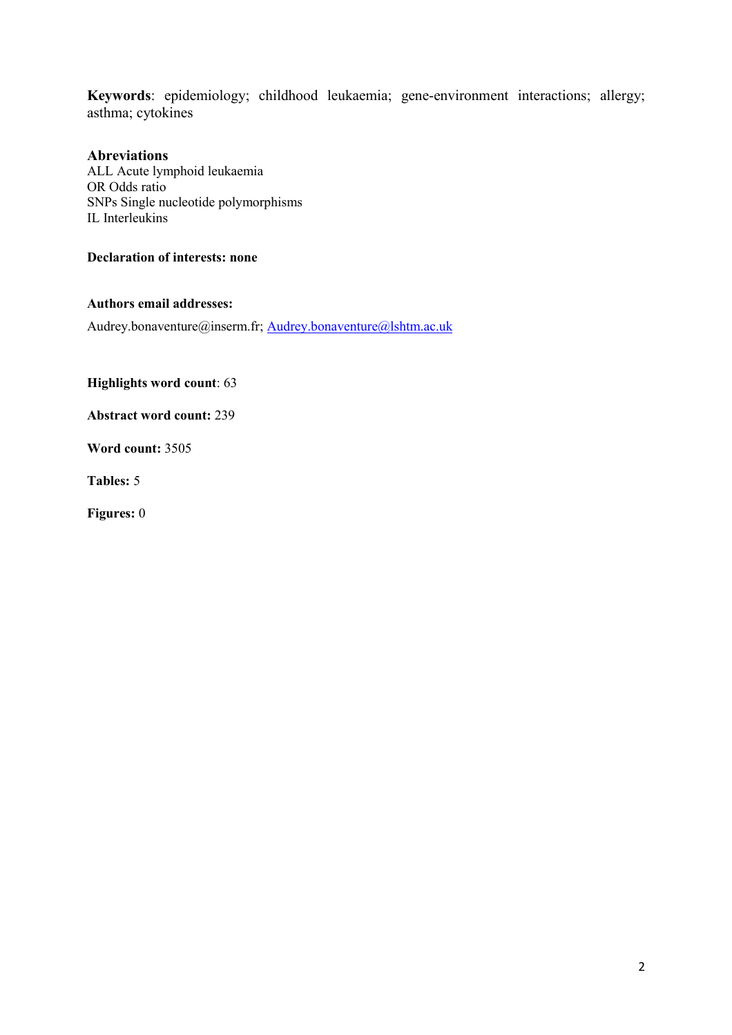**Keywords**: epidemiology; childhood leukaemia; gene-environment interactions; allergy; asthma; cytokines

**Abreviations**

ALL Acute lymphoid leukaemia
OR Odds ratio
SNPs Single nucleotide polymorphisms
IL Interleukins

**Declaration of interests: none**

**Authors email addresses:**

Audrey.bonaventure@inserm.fr; Audrey.bonaventure@lshtm.ac.uk

**Highlights word count**: 63

**Abstract word count:** 239

**Word count:** 3505

**Tables:** 5

**Figures:** 0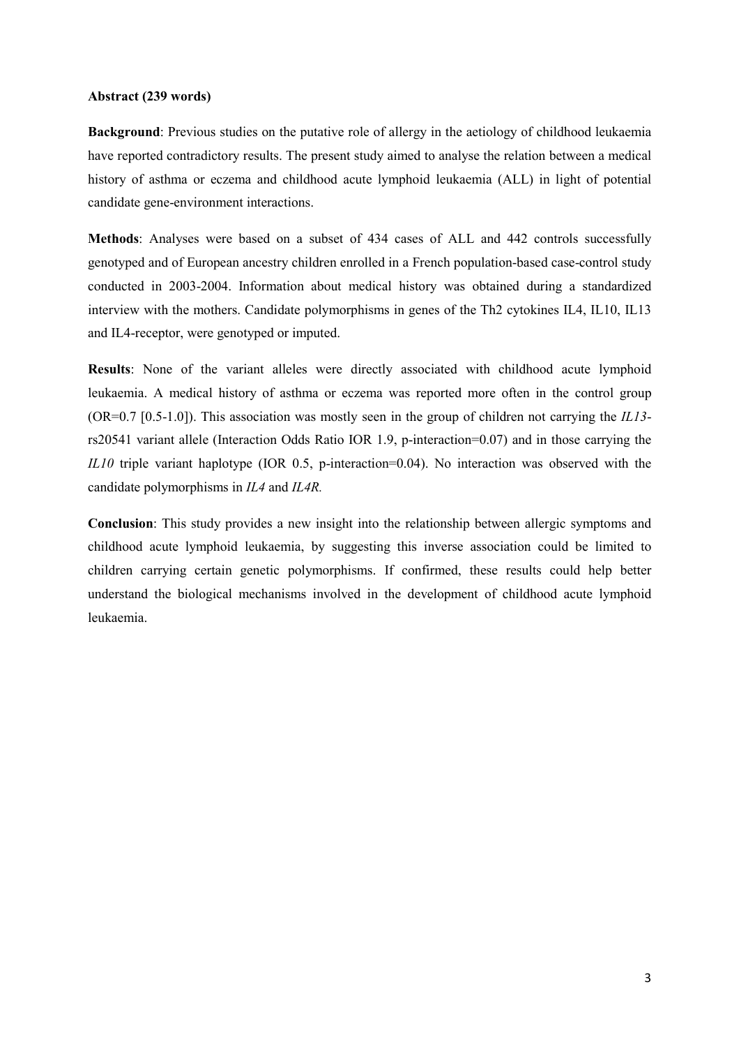**Abstract (239 words)**

**Background**: Previous studies on the putative role of allergy in the aetiology of childhood leukaemia have reported contradictory results. The present study aimed to analyse the relation between a medical history of asthma or eczema and childhood acute lymphoid leukaemia (ALL) in light of potential candidate gene-environment interactions.

**Methods**: Analyses were based on a subset of 434 cases of ALL and 442 controls successfully genotyped and of European ancestry children enrolled in a French population-based case-control study conducted in 2003-2004. Information about medical history was obtained during a standardized interview with the mothers. Candidate polymorphisms in genes of the Th2 cytokines IL4, IL10, IL13 and IL4-receptor, were genotyped or imputed.

**Results**: None of the variant alleles were directly associated with childhood acute lymphoid leukaemia. A medical history of asthma or eczema was reported more often in the control group (OR=0.7 [0.5-1.0]). This association was mostly seen in the group of children not carrying the *IL13*-rs20541 variant allele (Interaction Odds Ratio IOR 1.9, p-interaction=0.07) and in those carrying the *IL10* triple variant haplotype (IOR 0.5, p-interaction=0.04). No interaction was observed with the candidate polymorphisms in *IL4* and *IL4R.*

**Conclusion**: This study provides a new insight into the relationship between allergic symptoms and childhood acute lymphoid leukaemia, by suggesting this inverse association could be limited to children carrying certain genetic polymorphisms. If confirmed, these results could help better understand the biological mechanisms involved in the development of childhood acute lymphoid leukaemia.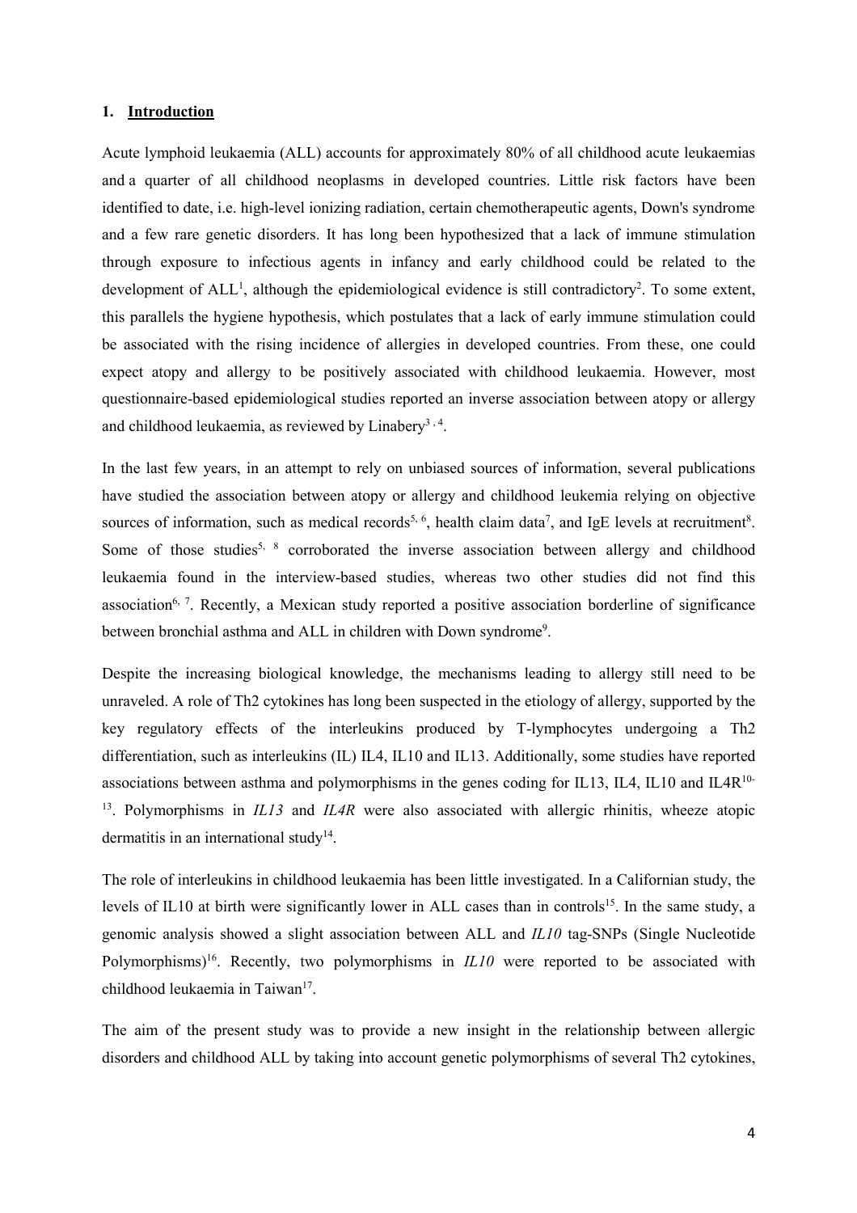## 1. Introduction

Acute lymphoid leukaemia (ALL) accounts for approximately 80% of all childhood acute leukaemias and a quarter of all childhood neoplasms in developed countries. Little risk factors have been identified to date, i.e. high-level ionizing radiation, certain chemotherapeutic agents, Down's syndrome and a few rare genetic disorders. It has long been hypothesized that a lack of immune stimulation through exposure to infectious agents in infancy and early childhood could be related to the development of ALL[1], although the epidemiological evidence is still contradictory[2]. To some extent, this parallels the hygiene hypothesis, which postulates that a lack of early immune stimulation could be associated with the rising incidence of allergies in developed countries. From these, one could expect atopy and allergy to be positively associated with childhood leukaemia. However, most questionnaire-based epidemiological studies reported an inverse association between atopy or allergy and childhood leukaemia, as reviewed by Linabery[3, 4].

In the last few years, in an attempt to rely on unbiased sources of information, several publications have studied the association between atopy or allergy and childhood leukemia relying on objective sources of information, such as medical records[5, 6], health claim data[7], and IgE levels at recruitment[8]. Some of those studies[5, 8] corroborated the inverse association between allergy and childhood leukaemia found in the interview-based studies, whereas two other studies did not find this association[6, 7]. Recently, a Mexican study reported a positive association borderline of significance between bronchial asthma and ALL in children with Down syndrome[9].

Despite the increasing biological knowledge, the mechanisms leading to allergy still need to be unraveled. A role of Th2 cytokines has long been suspected in the etiology of allergy, supported by the key regulatory effects of the interleukins produced by T-lymphocytes undergoing a Th2 differentiation, such as interleukins (IL) IL4, IL10 and IL13. Additionally, some studies have reported associations between asthma and polymorphisms in the genes coding for IL13, IL4, IL10 and IL4R[10-13]. Polymorphisms in *IL13* and *IL4R* were also associated with allergic rhinitis, wheeze atopic dermatitis in an international study[14].

The role of interleukins in childhood leukaemia has been little investigated. In a Californian study, the levels of IL10 at birth were significantly lower in ALL cases than in controls[15]. In the same study, a genomic analysis showed a slight association between ALL and *IL10* tag-SNPs (Single Nucleotide Polymorphisms)[16]. Recently, two polymorphisms in *IL10* were reported to be associated with childhood leukaemia in Taiwan[17].

The aim of the present study was to provide a new insight in the relationship between allergic disorders and childhood ALL by taking into account genetic polymorphisms of several Th2 cytokines,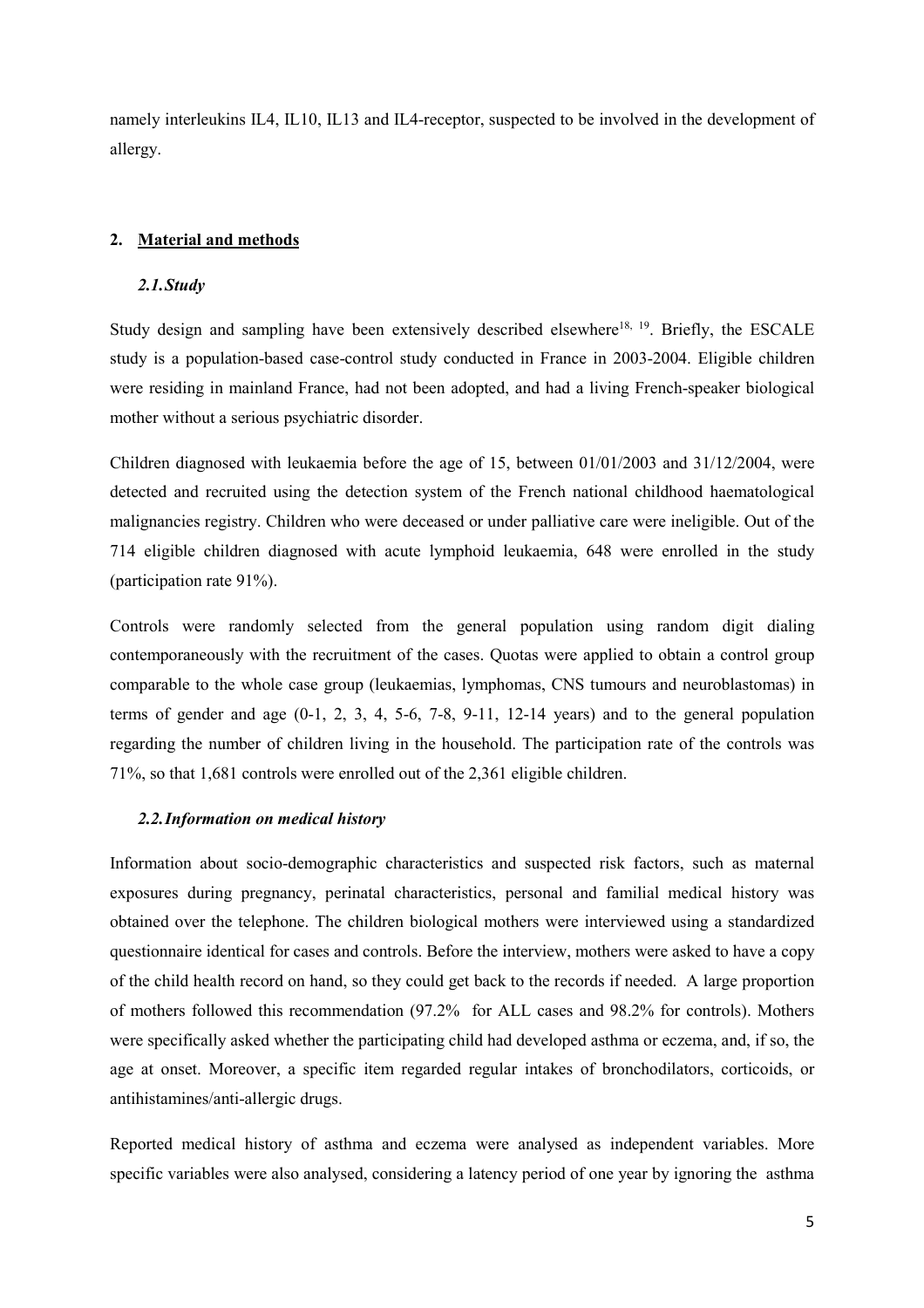namely interleukins IL4, IL10, IL13 and IL4-receptor, suspected to be involved in the development of allergy.

## 2. Material and methods

### *2.1. Study*

Study design and sampling have been extensively described elsewhere[18, 19]. Briefly, the ESCALE study is a population-based case-control study conducted in France in 2003-2004. Eligible children were residing in mainland France, had not been adopted, and had a living French-speaker biological mother without a serious psychiatric disorder.

Children diagnosed with leukaemia before the age of 15, between 01/01/2003 and 31/12/2004, were detected and recruited using the detection system of the French national childhood haematological malignancies registry. Children who were deceased or under palliative care were ineligible. Out of the 714 eligible children diagnosed with acute lymphoid leukaemia, 648 were enrolled in the study (participation rate 91%).

Controls were randomly selected from the general population using random digit dialing contemporaneously with the recruitment of the cases. Quotas were applied to obtain a control group comparable to the whole case group (leukaemias, lymphomas, CNS tumours and neuroblastomas) in terms of gender and age (0-1, 2, 3, 4, 5-6, 7-8, 9-11, 12-14 years) and to the general population regarding the number of children living in the household. The participation rate of the controls was 71%, so that 1,681 controls were enrolled out of the 2,361 eligible children.

### *2.2. Information on medical history*

Information about socio-demographic characteristics and suspected risk factors, such as maternal exposures during pregnancy, perinatal characteristics, personal and familial medical history was obtained over the telephone. The children biological mothers were interviewed using a standardized questionnaire identical for cases and controls. Before the interview, mothers were asked to have a copy of the child health record on hand, so they could get back to the records if needed. A large proportion of mothers followed this recommendation (97.2% for ALL cases and 98.2% for controls). Mothers were specifically asked whether the participating child had developed asthma or eczema, and, if so, the age at onset. Moreover, a specific item regarded regular intakes of bronchodilators, corticoids, or antihistamines/anti-allergic drugs.

Reported medical history of asthma and eczema were analysed as independent variables. More specific variables were also analysed, considering a latency period of one year by ignoring the asthma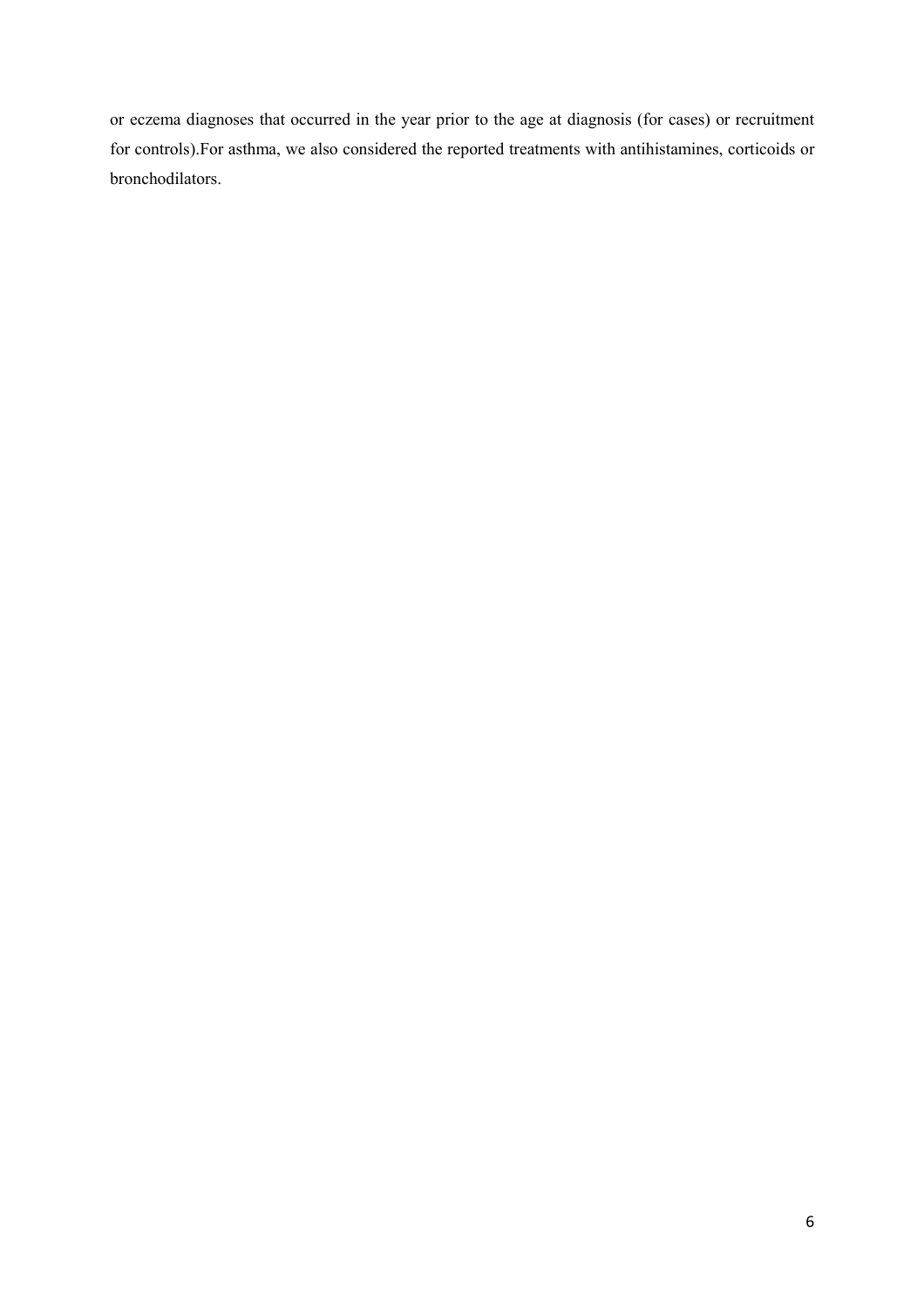or eczema diagnoses that occurred in the year prior to the age at diagnosis (for cases) or recruitment for controls).For asthma, we also considered the reported treatments with antihistamines, corticoids or bronchodilators.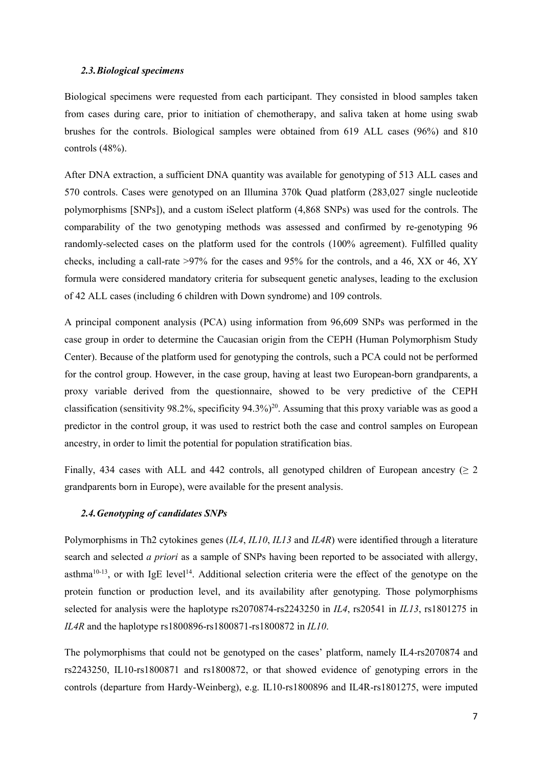### 2.3. Biological specimens

Biological specimens were requested from each participant. They consisted in blood samples taken from cases during care, prior to initiation of chemotherapy, and saliva taken at home using swab brushes for the controls. Biological samples were obtained from 619 ALL cases (96%) and 810 controls (48%).

After DNA extraction, a sufficient DNA quantity was available for genotyping of 513 ALL cases and 570 controls. Cases were genotyped on an Illumina 370k Quad platform (283,027 single nucleotide polymorphisms [SNPs]), and a custom iSelect platform (4,868 SNPs) was used for the controls. The comparability of the two genotyping methods was assessed and confirmed by re-genotyping 96 randomly-selected cases on the platform used for the controls (100% agreement). Fulfilled quality checks, including a call-rate >97% for the cases and 95% for the controls, and a 46, XX or 46, XY formula were considered mandatory criteria for subsequent genetic analyses, leading to the exclusion of 42 ALL cases (including 6 children with Down syndrome) and 109 controls.

A principal component analysis (PCA) using information from 96,609 SNPs was performed in the case group in order to determine the Caucasian origin from the CEPH (Human Polymorphism Study Center). Because of the platform used for genotyping the controls, such a PCA could not be performed for the control group. However, in the case group, having at least two European-born grandparents, a proxy variable derived from the questionnaire, showed to be very predictive of the CEPH classification (sensitivity 98.2%, specificity 94.3%)[20]. Assuming that this proxy variable was as good a predictor in the control group, it was used to restrict both the case and control samples on European ancestry, in order to limit the potential for population stratification bias.

Finally, 434 cases with ALL and 442 controls, all genotyped children of European ancestry ($\geq$ 2 grandparents born in Europe), were available for the present analysis.

### 2.4. Genotyping of candidates SNPs

Polymorphisms in Th2 cytokines genes (*IL4*, *IL10*, *IL13* and *IL4R*) were identified through a literature search and selected *a priori* as a sample of SNPs having been reported to be associated with allergy, asthma[10-13], or with IgE level[14]. Additional selection criteria were the effect of the genotype on the protein function or production level, and its availability after genotyping. Those polymorphisms selected for analysis were the haplotype rs2070874-rs2243250 in *IL4*, rs20541 in *IL13*, rs1801275 in *IL4R* and the haplotype rs1800896-rs1800871-rs1800872 in *IL10*.

The polymorphisms that could not be genotyped on the cases' platform, namely IL4-rs2070874 and rs2243250, IL10-rs1800871 and rs1800872, or that showed evidence of genotyping errors in the controls (departure from Hardy-Weinberg), e.g. IL10-rs1800896 and IL4R-rs1801275, were imputed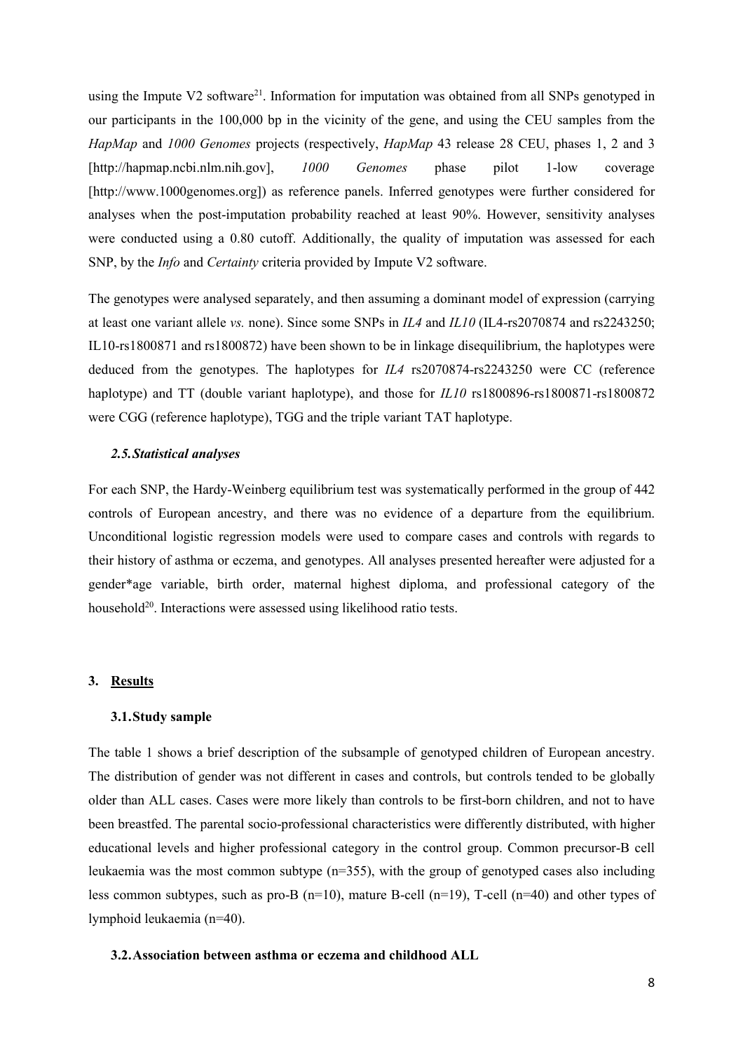using the Impute V2 software[21]. Information for imputation was obtained from all SNPs genotyped in our participants in the 100,000 bp in the vicinity of the gene, and using the CEU samples from the *HapMap* and *1000 Genomes* projects (respectively, *HapMap* 43 release 28 CEU, phases 1, 2 and 3 [http://hapmap.ncbi.nlm.nih.gov], *1000 Genomes* phase pilot 1-low coverage [http://www.1000genomes.org]) as reference panels. Inferred genotypes were further considered for analyses when the post-imputation probability reached at least 90%. However, sensitivity analyses were conducted using a 0.80 cutoff. Additionally, the quality of imputation was assessed for each SNP, by the *Info* and *Certainty* criteria provided by Impute V2 software.

The genotypes were analysed separately, and then assuming a dominant model of expression (carrying at least one variant allele *vs.* none). Since some SNPs in *IL4* and *IL10* (IL4-rs2070874 and rs2243250; IL10-rs1800871 and rs1800872) have been shown to be in linkage disequilibrium, the haplotypes were deduced from the genotypes. The haplotypes for *IL4* rs2070874-rs2243250 were CC (reference haplotype) and TT (double variant haplotype), and those for *IL10* rs1800896-rs1800871-rs1800872 were CGG (reference haplotype), TGG and the triple variant TAT haplotype.

### *2.5.Statistical analyses*

For each SNP, the Hardy-Weinberg equilibrium test was systematically performed in the group of 442 controls of European ancestry, and there was no evidence of a departure from the equilibrium. Unconditional logistic regression models were used to compare cases and controls with regards to their history of asthma or eczema, and genotypes. All analyses presented hereafter were adjusted for a gender*age variable, birth order, maternal highest diploma, and professional category of the household[20]. Interactions were assessed using likelihood ratio tests.

## 3. <u>Results</u>

### 3.1.Study sample

The table 1 shows a brief description of the subsample of genotyped children of European ancestry. The distribution of gender was not different in cases and controls, but controls tended to be globally older than ALL cases. Cases were more likely than controls to be first-born children, and not to have been breastfed. The parental socio-professional characteristics were differently distributed, with higher educational levels and higher professional category in the control group. Common precursor-B cell leukaemia was the most common subtype (n=355), with the group of genotyped cases also including less common subtypes, such as pro-B (n=10), mature B-cell (n=19), T-cell (n=40) and other types of lymphoid leukaemia (n=40).

### 3.2.Association between asthma or eczema and childhood ALL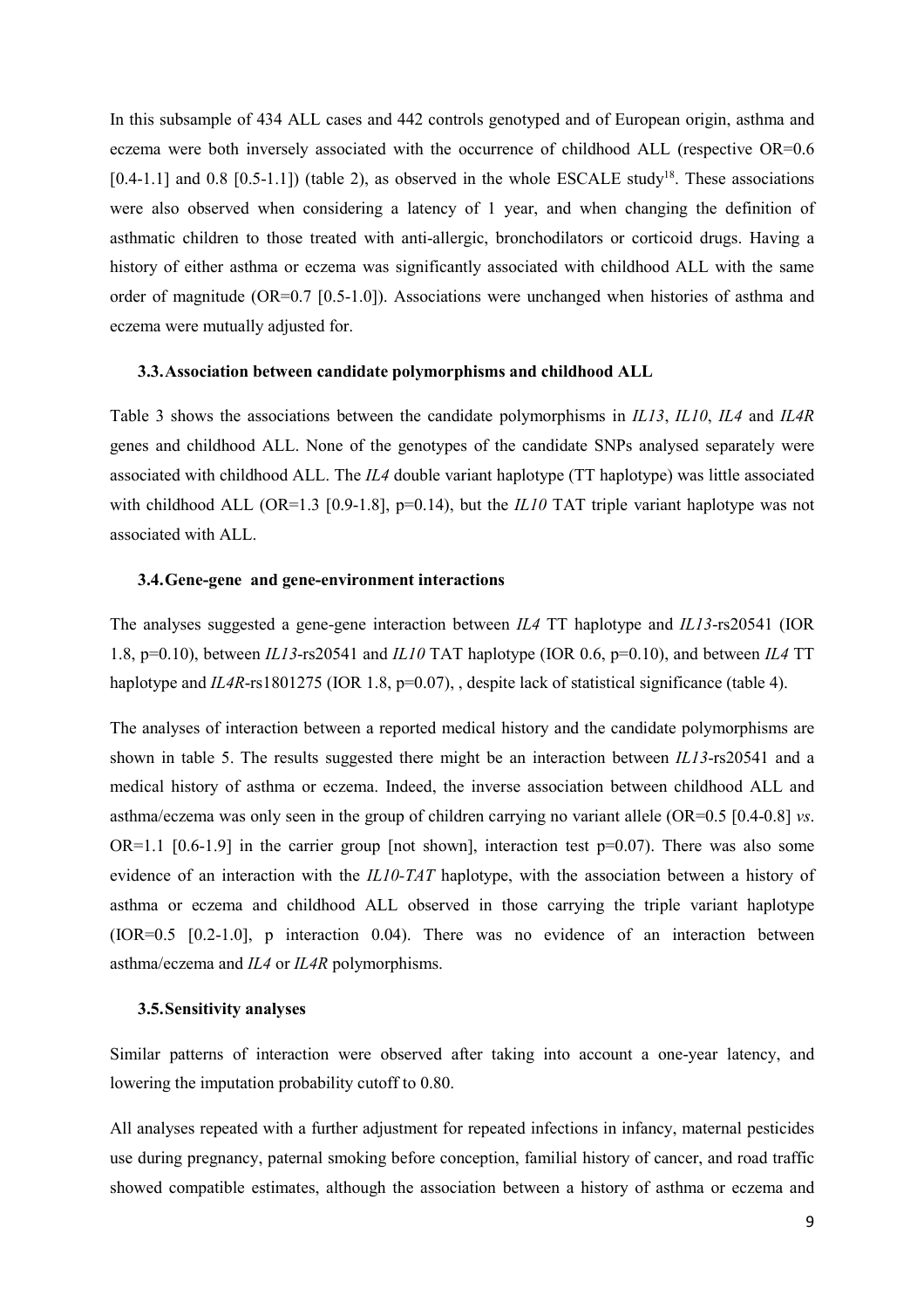In this subsample of 434 ALL cases and 442 controls genotyped and of European origin, asthma and eczema were both inversely associated with the occurrence of childhood ALL (respective OR=0.6 [0.4-1.1] and 0.8 [0.5-1.1]) (table 2), as observed in the whole ESCALE study[18]. These associations were also observed when considering a latency of 1 year, and when changing the definition of asthmatic children to those treated with anti-allergic, bronchodilators or corticoid drugs. Having a history of either asthma or eczema was significantly associated with childhood ALL with the same order of magnitude (OR=0.7 [0.5-1.0]). Associations were unchanged when histories of asthma and eczema were mutually adjusted for.

### 3.3. Association between candidate polymorphisms and childhood ALL

Table 3 shows the associations between the candidate polymorphisms in *IL13*, *IL10*, *IL4* and *IL4R* genes and childhood ALL. None of the genotypes of the candidate SNPs analysed separately were associated with childhood ALL. The *IL4* double variant haplotype (TT haplotype) was little associated with childhood ALL (OR=1.3 [0.9-1.8], p=0.14), but the *IL10* TAT triple variant haplotype was not associated with ALL.

### 3.4. Gene-gene and gene-environment interactions

The analyses suggested a gene-gene interaction between *IL4* TT haplotype and *IL13*-rs20541 (IOR 1.8, p=0.10), between *IL13*-rs20541 and *IL10* TAT haplotype (IOR 0.6, p=0.10), and between *IL4* TT haplotype and *IL4R*-rs1801275 (IOR 1.8, p=0.07), , despite lack of statistical significance (table 4).

The analyses of interaction between a reported medical history and the candidate polymorphisms are shown in table 5. The results suggested there might be an interaction between *IL13*-rs20541 and a medical history of asthma or eczema. Indeed, the inverse association between childhood ALL and asthma/eczema was only seen in the group of children carrying no variant allele (OR=0.5 [0.4-0.8] *vs*. OR=1.1 [0.6-1.9] in the carrier group [not shown], interaction test p=0.07). There was also some evidence of an interaction with the *IL10-TAT* haplotype, with the association between a history of asthma or eczema and childhood ALL observed in those carrying the triple variant haplotype (IOR=0.5 [0.2-1.0], p interaction 0.04). There was no evidence of an interaction between asthma/eczema and *IL4* or *IL4R* polymorphisms.

### 3.5. Sensitivity analyses

Similar patterns of interaction were observed after taking into account a one-year latency, and lowering the imputation probability cutoff to 0.80.

All analyses repeated with a further adjustment for repeated infections in infancy, maternal pesticides use during pregnancy, paternal smoking before conception, familial history of cancer, and road traffic showed compatible estimates, although the association between a history of asthma or eczema and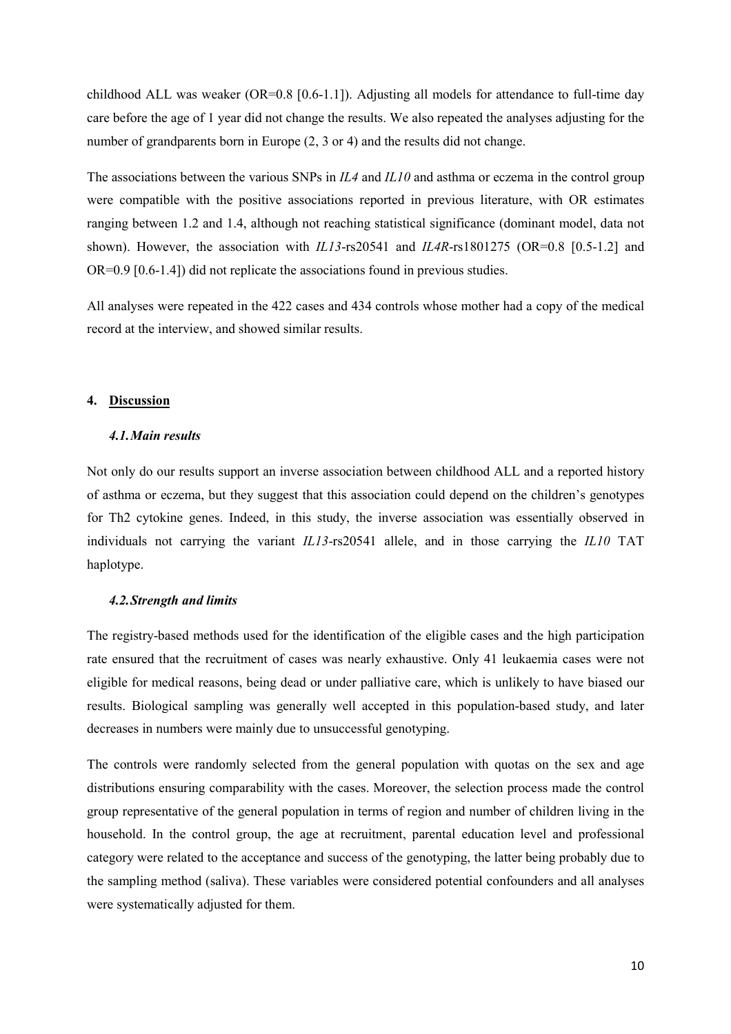childhood ALL was weaker (OR=0.8 [0.6-1.1]). Adjusting all models for attendance to full-time day care before the age of 1 year did not change the results. We also repeated the analyses adjusting for the number of grandparents born in Europe (2, 3 or 4) and the results did not change.

The associations between the various SNPs in *IL4* and *IL10* and asthma or eczema in the control group were compatible with the positive associations reported in previous literature, with OR estimates ranging between 1.2 and 1.4, although not reaching statistical significance (dominant model, data not shown). However, the association with *IL13*-rs20541 and *IL4R*-rs1801275 (OR=0.8 [0.5-1.2] and OR=0.9 [0.6-1.4]) did not replicate the associations found in previous studies.

All analyses were repeated in the 422 cases and 434 controls whose mother had a copy of the medical record at the interview, and showed similar results.

## 4. Discussion

### *4.1. Main results*

Not only do our results support an inverse association between childhood ALL and a reported history of asthma or eczema, but they suggest that this association could depend on the children's genotypes for Th2 cytokine genes. Indeed, in this study, the inverse association was essentially observed in individuals not carrying the variant *IL13*-rs20541 allele, and in those carrying the *IL10* TAT haplotype.

### *4.2. Strength and limits*

The registry-based methods used for the identification of the eligible cases and the high participation rate ensured that the recruitment of cases was nearly exhaustive. Only 41 leukaemia cases were not eligible for medical reasons, being dead or under palliative care, which is unlikely to have biased our results. Biological sampling was generally well accepted in this population-based study, and later decreases in numbers were mainly due to unsuccessful genotyping.

The controls were randomly selected from the general population with quotas on the sex and age distributions ensuring comparability with the cases. Moreover, the selection process made the control group representative of the general population in terms of region and number of children living in the household. In the control group, the age at recruitment, parental education level and professional category were related to the acceptance and success of the genotyping, the latter being probably due to the sampling method (saliva). These variables were considered potential confounders and all analyses were systematically adjusted for them.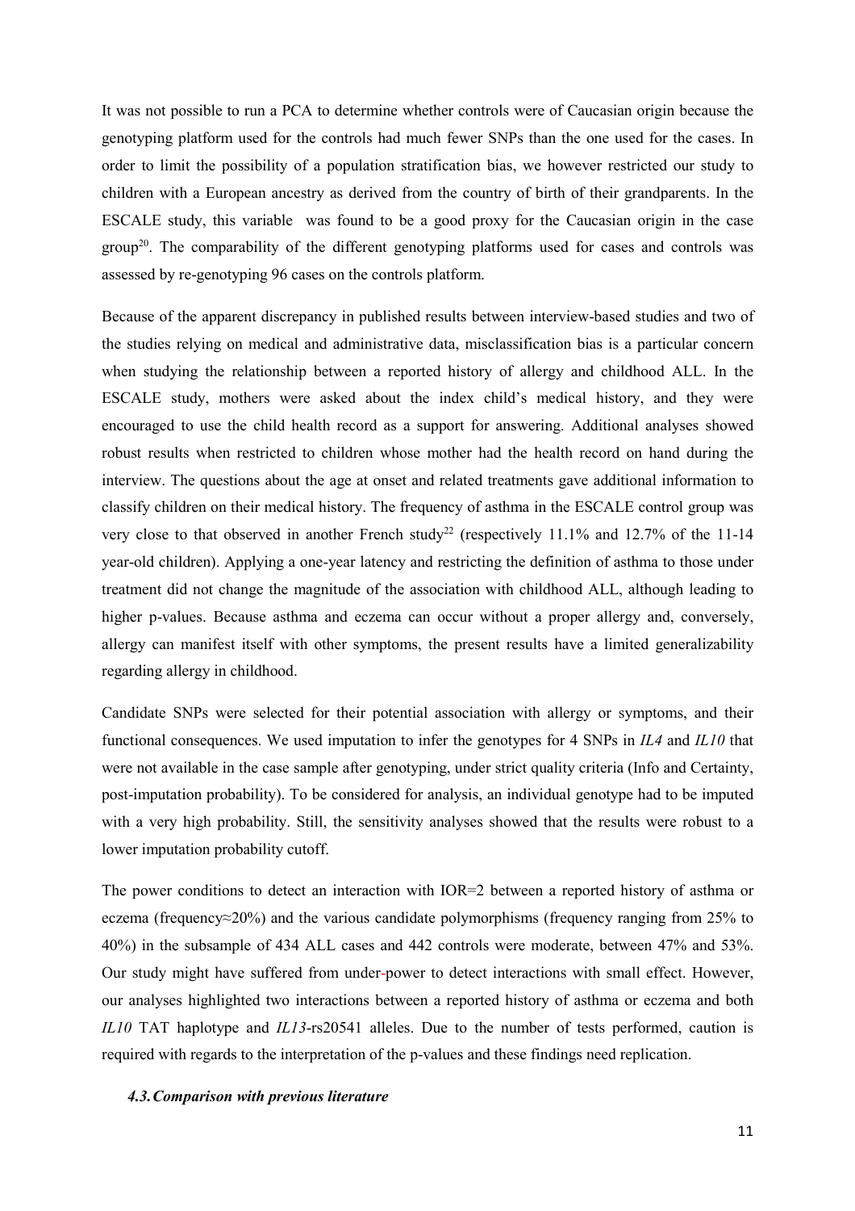It was not possible to run a PCA to determine whether controls were of Caucasian origin because the genotyping platform used for the controls had much fewer SNPs than the one used for the cases. In order to limit the possibility of a population stratification bias, we however restricted our study to children with a European ancestry as derived from the country of birth of their grandparents. In the ESCALE study, this variable was found to be a good proxy for the Caucasian origin in the case group[20]. The comparability of the different genotyping platforms used for cases and controls was assessed by re-genotyping 96 cases on the controls platform.

Because of the apparent discrepancy in published results between interview-based studies and two of the studies relying on medical and administrative data, misclassification bias is a particular concern when studying the relationship between a reported history of allergy and childhood ALL. In the ESCALE study, mothers were asked about the index child's medical history, and they were encouraged to use the child health record as a support for answering. Additional analyses showed robust results when restricted to children whose mother had the health record on hand during the interview. The questions about the age at onset and related treatments gave additional information to classify children on their medical history. The frequency of asthma in the ESCALE control group was very close to that observed in another French study[22] (respectively 11.1% and 12.7% of the 11-14 year-old children). Applying a one-year latency and restricting the definition of asthma to those under treatment did not change the magnitude of the association with childhood ALL, although leading to higher p-values. Because asthma and eczema can occur without a proper allergy and, conversely, allergy can manifest itself with other symptoms, the present results have a limited generalizability regarding allergy in childhood.

Candidate SNPs were selected for their potential association with allergy or symptoms, and their functional consequences. We used imputation to infer the genotypes for 4 SNPs in *IL4* and *IL10* that were not available in the case sample after genotyping, under strict quality criteria (Info and Certainty, post-imputation probability). To be considered for analysis, an individual genotype had to be imputed with a very high probability. Still, the sensitivity analyses showed that the results were robust to a lower imputation probability cutoff.

The power conditions to detect an interaction with IOR=2 between a reported history of asthma or eczema (frequency≈20%) and the various candidate polymorphisms (frequency ranging from 25% to 40%) in the subsample of 434 ALL cases and 442 controls were moderate, between 47% and 53%. Our study might have suffered from under-power to detect interactions with small effect. However, our analyses highlighted two interactions between a reported history of asthma or eczema and both *IL10* TAT haplotype and *IL13*-rs20541 alleles. Due to the number of tests performed, caution is required with regards to the interpretation of the p-values and these findings need replication.

#### *4.3. Comparison with previous literature*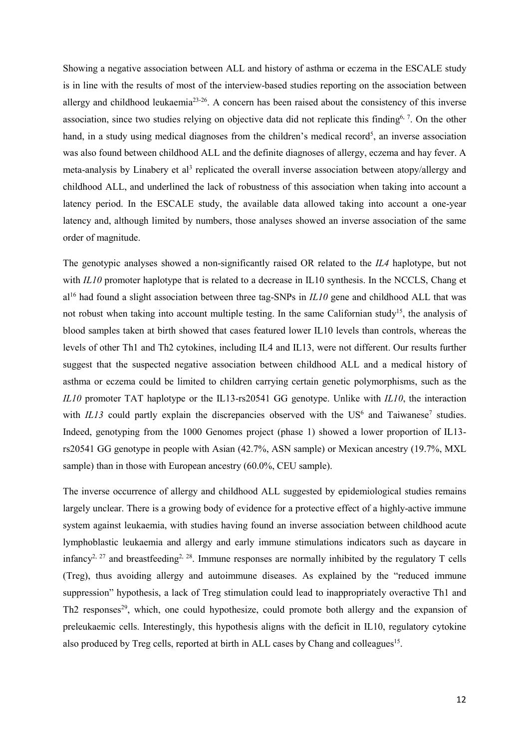Showing a negative association between ALL and history of asthma or eczema in the ESCALE study is in line with the results of most of the interview-based studies reporting on the association between allergy and childhood leukaemia[23-26]. A concern has been raised about the consistency of this inverse association, since two studies relying on objective data did not replicate this finding[6, 7]. On the other hand, in a study using medical diagnoses from the children's medical record[5], an inverse association was also found between childhood ALL and the definite diagnoses of allergy, eczema and hay fever. A meta-analysis by Linabery et al[3] replicated the overall inverse association between atopy/allergy and childhood ALL, and underlined the lack of robustness of this association when taking into account a latency period. In the ESCALE study, the available data allowed taking into account a one-year latency and, although limited by numbers, those analyses showed an inverse association of the same order of magnitude.

The genotypic analyses showed a non-significantly raised OR related to the *IL4* haplotype, but not with *IL10* promoter haplotype that is related to a decrease in IL10 synthesis. In the NCCLS, Chang et al[16] had found a slight association between three tag-SNPs in *IL10* gene and childhood ALL that was not robust when taking into account multiple testing. In the same Californian study[15], the analysis of blood samples taken at birth showed that cases featured lower IL10 levels than controls, whereas the levels of other Th1 and Th2 cytokines, including IL4 and IL13, were not different. Our results further suggest that the suspected negative association between childhood ALL and a medical history of asthma or eczema could be limited to children carrying certain genetic polymorphisms, such as the *IL10* promoter TAT haplotype or the IL13-rs20541 GG genotype. Unlike with *IL10*, the interaction with *IL13* could partly explain the discrepancies observed with the US[6] and Taiwanese[7] studies. Indeed, genotyping from the 1000 Genomes project (phase 1) showed a lower proportion of IL13-rs20541 GG genotype in people with Asian (42.7%, ASN sample) or Mexican ancestry (19.7%, MXL sample) than in those with European ancestry (60.0%, CEU sample).

The inverse occurrence of allergy and childhood ALL suggested by epidemiological studies remains largely unclear. There is a growing body of evidence for a protective effect of a highly-active immune system against leukaemia, with studies having found an inverse association between childhood acute lymphoblastic leukaemia and allergy and early immune stimulations indicators such as daycare in infancy[2, 27] and breastfeeding[2, 28]. Immune responses are normally inhibited by the regulatory T cells (Treg), thus avoiding allergy and autoimmune diseases. As explained by the "reduced immune suppression" hypothesis, a lack of Treg stimulation could lead to inappropriately overactive Th1 and Th2 responses[29], which, one could hypothesize, could promote both allergy and the expansion of preleukaemic cells. Interestingly, this hypothesis aligns with the deficit in IL10, regulatory cytokine also produced by Treg cells, reported at birth in ALL cases by Chang and colleagues[15].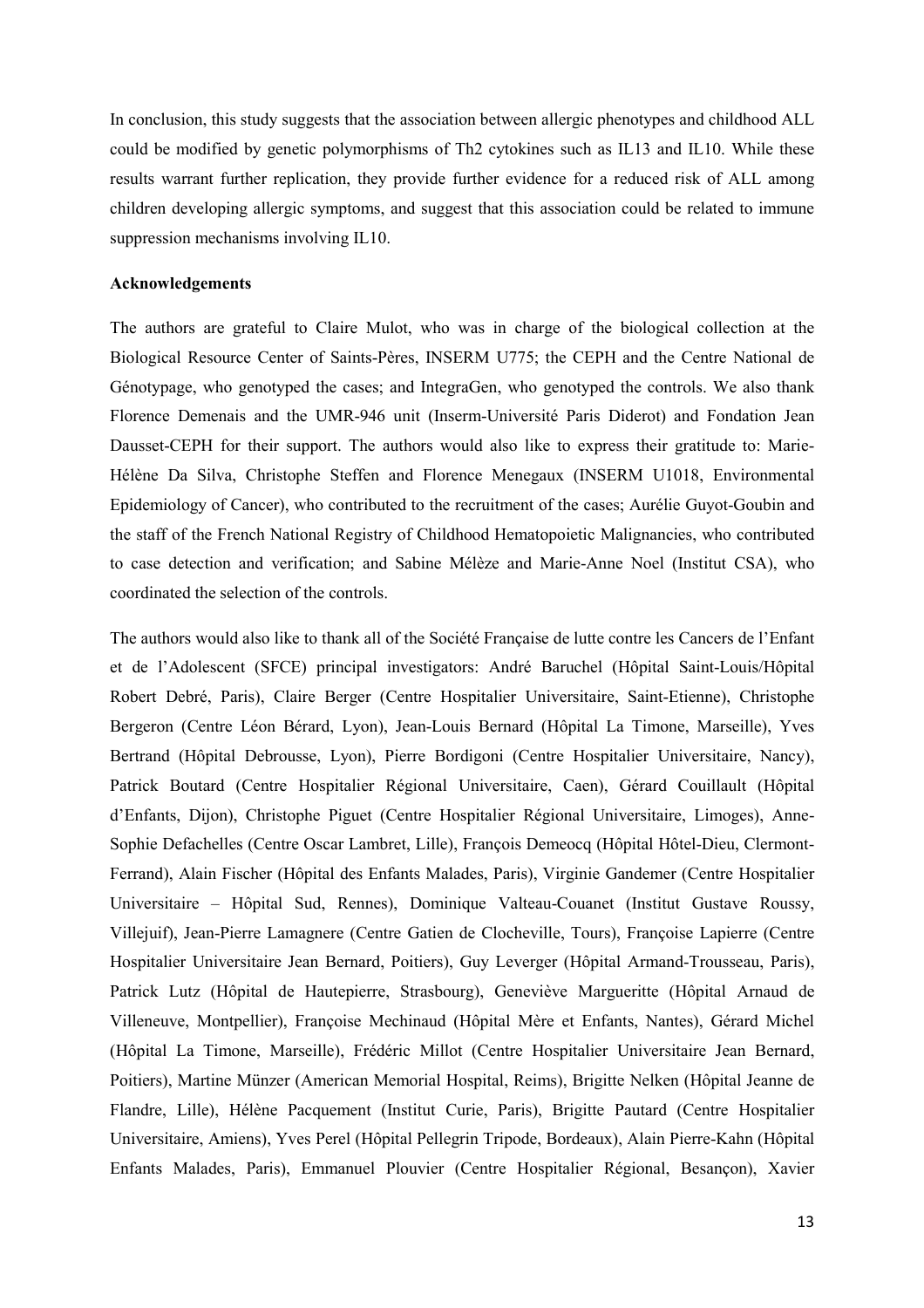In conclusion, this study suggests that the association between allergic phenotypes and childhood ALL could be modified by genetic polymorphisms of Th2 cytokines such as IL13 and IL10. While these results warrant further replication, they provide further evidence for a reduced risk of ALL among children developing allergic symptoms, and suggest that this association could be related to immune suppression mechanisms involving IL10.

**Acknowledgements**

The authors are grateful to Claire Mulot, who was in charge of the biological collection at the Biological Resource Center of Saints-Pères, INSERM U775; the CEPH and the Centre National de Génotypage, who genotyped the cases; and IntegraGen, who genotyped the controls. We also thank Florence Demenais and the UMR-946 unit (Inserm-Université Paris Diderot) and Fondation Jean Dausset-CEPH for their support. The authors would also like to express their gratitude to: Marie-Hélène Da Silva, Christophe Steffen and Florence Menegaux (INSERM U1018, Environmental Epidemiology of Cancer), who contributed to the recruitment of the cases; Aurélie Guyot-Goubin and the staff of the French National Registry of Childhood Hematopoietic Malignancies, who contributed to case detection and verification; and Sabine Mélèze and Marie-Anne Noel (Institut CSA), who coordinated the selection of the controls.

The authors would also like to thank all of the Société Française de lutte contre les Cancers de l'Enfant et de l'Adolescent (SFCE) principal investigators: André Baruchel (Hôpital Saint-Louis/Hôpital Robert Debré, Paris), Claire Berger (Centre Hospitalier Universitaire, Saint-Etienne), Christophe Bergeron (Centre Léon Bérard, Lyon), Jean-Louis Bernard (Hôpital La Timone, Marseille), Yves Bertrand (Hôpital Debrousse, Lyon), Pierre Bordigoni (Centre Hospitalier Universitaire, Nancy), Patrick Boutard (Centre Hospitalier Régional Universitaire, Caen), Gérard Couillault (Hôpital d'Enfants, Dijon), Christophe Piguet (Centre Hospitalier Régional Universitaire, Limoges), Anne-Sophie Defachelles (Centre Oscar Lambret, Lille), François Demeocq (Hôpital Hôtel-Dieu, Clermont-Ferrand), Alain Fischer (Hôpital des Enfants Malades, Paris), Virginie Gandemer (Centre Hospitalier Universitaire – Hôpital Sud, Rennes), Dominique Valteau-Couanet (Institut Gustave Roussy, Villejuif), Jean-Pierre Lamagnere (Centre Gatien de Clocheville, Tours), Françoise Lapierre (Centre Hospitalier Universitaire Jean Bernard, Poitiers), Guy Leverger (Hôpital Armand-Trousseau, Paris), Patrick Lutz (Hôpital de Hautepierre, Strasbourg), Geneviève Margueritte (Hôpital Arnaud de Villeneuve, Montpellier), Françoise Mechinaud (Hôpital Mère et Enfants, Nantes), Gérard Michel (Hôpital La Timone, Marseille), Frédéric Millot (Centre Hospitalier Universitaire Jean Bernard, Poitiers), Martine Münzer (American Memorial Hospital, Reims), Brigitte Nelken (Hôpital Jeanne de Flandre, Lille), Hélène Pacquement (Institut Curie, Paris), Brigitte Pautard (Centre Hospitalier Universitaire, Amiens), Yves Perel (Hôpital Pellegrin Tripode, Bordeaux), Alain Pierre-Kahn (Hôpital Enfants Malades, Paris), Emmanuel Plouvier (Centre Hospitalier Régional, Besançon), Xavier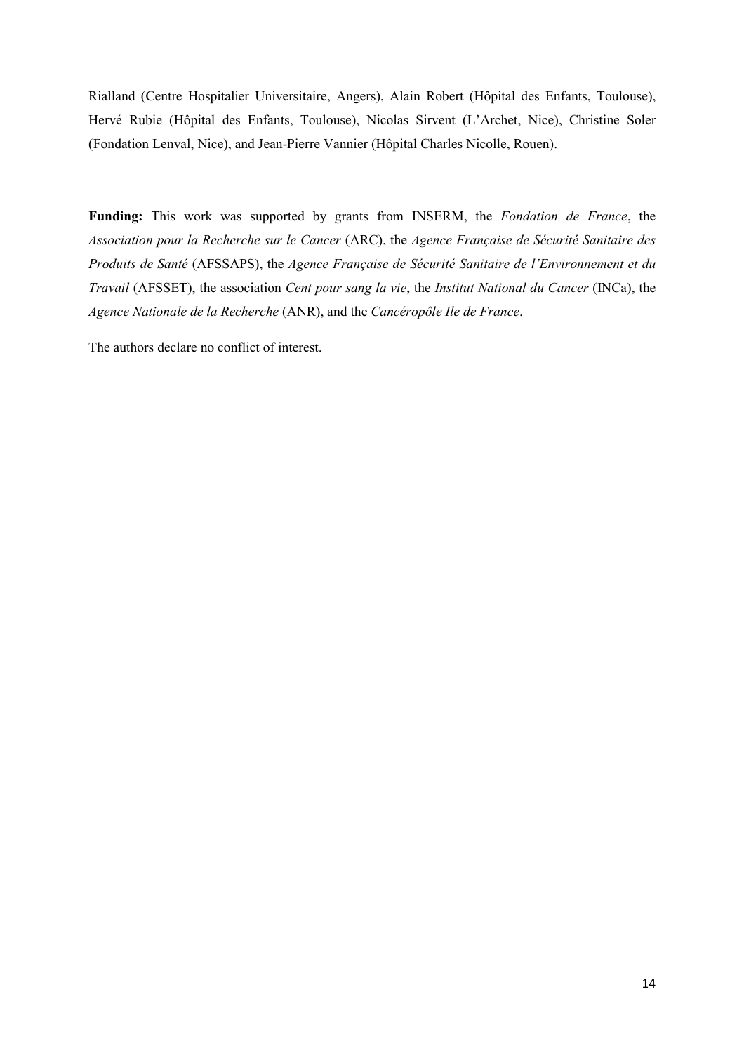Rialland (Centre Hospitalier Universitaire, Angers), Alain Robert (Hôpital des Enfants, Toulouse), Hervé Rubie (Hôpital des Enfants, Toulouse), Nicolas Sirvent (L'Archet, Nice), Christine Soler (Fondation Lenval, Nice), and Jean-Pierre Vannier (Hôpital Charles Nicolle, Rouen).

**Funding:** This work was supported by grants from INSERM, the *Fondation de France*, the *Association pour la Recherche sur le Cancer* (ARC), the *Agence Française de Sécurité Sanitaire des Produits de Santé* (AFSSAPS), the *Agence Française de Sécurité Sanitaire de l'Environnement et du Travail* (AFSSET), the association *Cent pour sang la vie*, the *Institut National du Cancer* (INCa), the *Agence Nationale de la Recherche* (ANR), and the *Cancéropôle Ile de France*.

The authors declare no conflict of interest.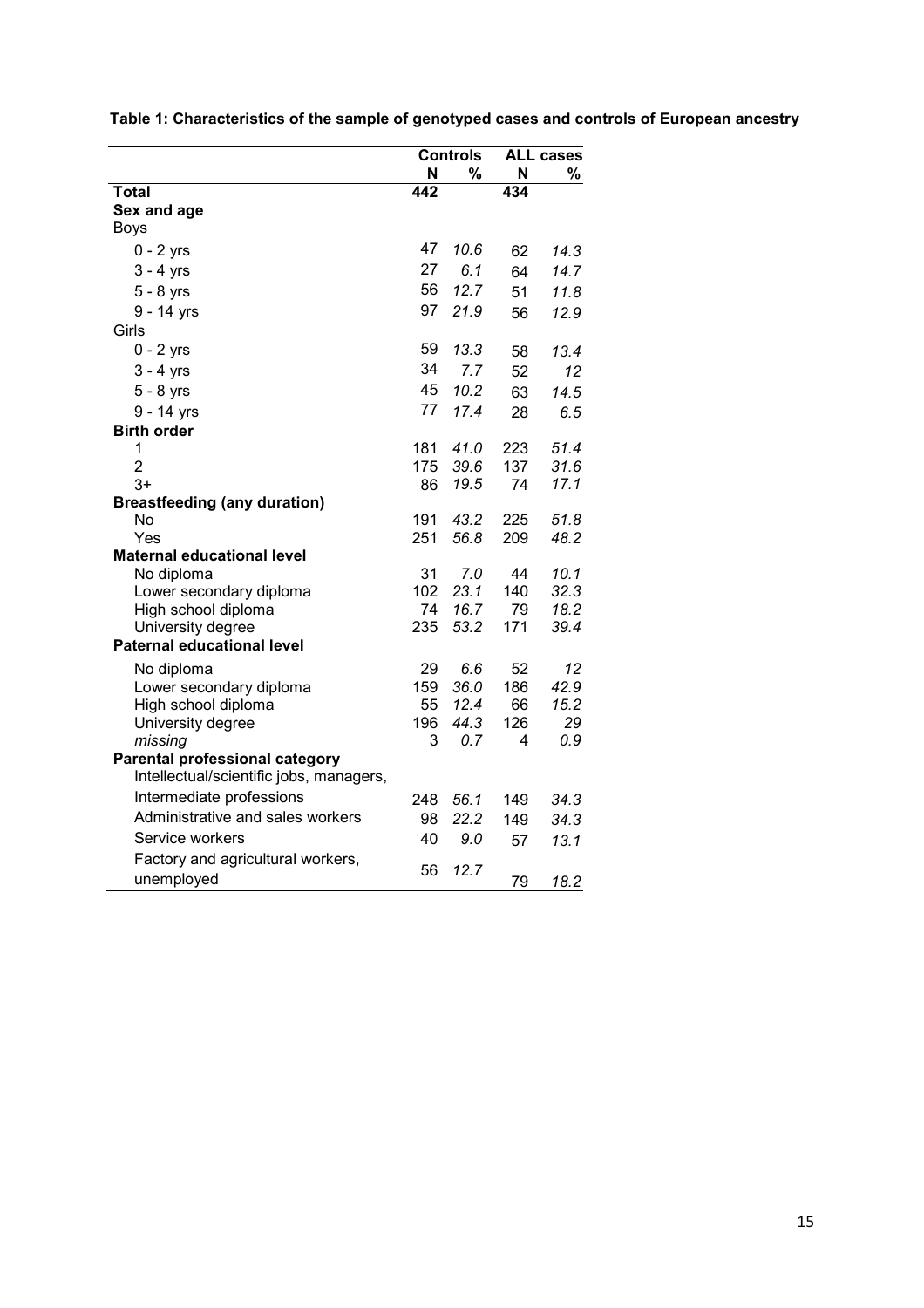**Table 1: Characteristics of the sample of genotyped cases and controls of European ancestry**

| | Controls | | ALL cases | |
|---|---|---|---|---|
| | N | % | N | % |
| **Total** | 442 | | 434 | |
| **Sex and age** | | | | |
| Boys | | | | |
| 0 - 2 yrs | 47 | *10.6* | 62 | *14.3* |
| 3 - 4 yrs | 27 | *6.1* | 64 | *14.7* |
| 5 - 8 yrs | 56 | *12.7* | 51 | *11.8* |
| 9 - 14 yrs | 97 | *21.9* | 56 | *12.9* |
| Girls | | | | |
| 0 - 2 yrs | 59 | *13.3* | 58 | *13.4* |
| 3 - 4 yrs | 34 | *7.7* | 52 | *12* |
| 5 - 8 yrs | 45 | *10.2* | 63 | *14.5* |
| 9 - 14 yrs | 77 | *17.4* | 28 | *6.5* |
| **Birth order** | | | | |
| 1 | 181 | *41.0* | 223 | *51.4* |
| 2 | 175 | *39.6* | 137 | *31.6* |
| 3+ | 86 | *19.5* | 74 | *17.1* |
| **Breastfeeding (any duration)** | | | | |
| No | 191 | *43.2* | 225 | *51.8* |
| Yes | 251 | *56.8* | 209 | *48.2* |
| **Maternal educational level** | | | | |
| No diploma | 31 | *7.0* | 44 | *10.1* |
| Lower secondary diploma | 102 | *23.1* | 140 | *32.3* |
| High school diploma | 74 | *16.7* | 79 | *18.2* |
| University degree | 235 | *53.2* | 171 | *39.4* |
| **Paternal educational level** | | | | |
| No diploma | 29 | *6.6* | 52 | *12* |
| Lower secondary diploma | 159 | *36.0* | 186 | *42.9* |
| High school diploma | 55 | *12.4* | 66 | *15.2* |
| University degree | 196 | *44.3* | 126 | *29* |
| *missing* | 3 | *0.7* | 4 | *0.9* |
| **Parental professional category** | | | | |
| Intellectual/scientific jobs, managers, Intermediate professions | 248 | *56.1* | 149 | *34.3* |
| Administrative and sales workers | 98 | *22.2* | 149 | *34.3* |
| Service workers | 40 | *9.0* | 57 | *13.1* |
| Factory and agricultural workers, unemployed | 56 | *12.7* | 79 | *18.2* |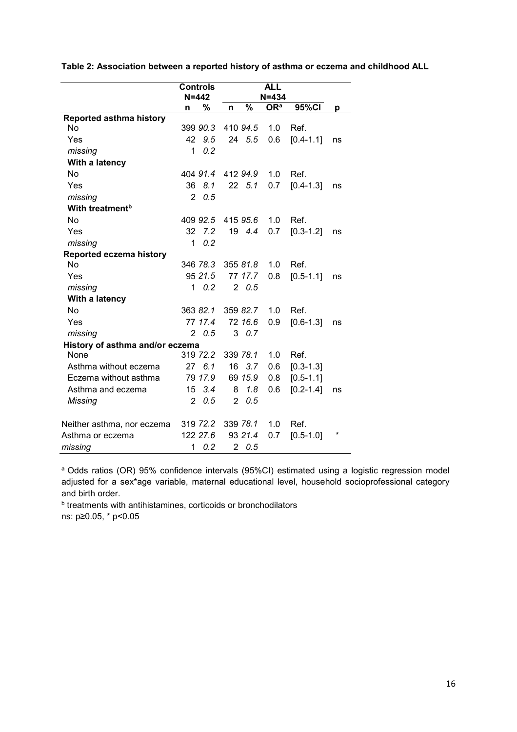**Table 2: Association between a reported history of asthma or eczema and childhood ALL**

| | Controls N=442 | | ALL N=434 | | | | |
|---|---|---|---|---|---|---|---|
| | n | % | n | % | OR[a] | 95%CI | p |
| **Reported asthma history** | | | | | | | |
| No | 399 | *90.3* | 410 | *94.5* | 1.0 | Ref. | |
| Yes | 42 | *9.5* | 24 | *5.5* | 0.6 | [0.4-1.1] | ns |
| *missing* | 1 | *0.2* | | | | | |
| **With a latency** | | | | | | | |
| No | 404 | *91.4* | 412 | *94.9* | 1.0 | Ref. | |
| Yes | 36 | *8.1* | 22 | *5.1* | 0.7 | [0.4-1.3] | ns |
| *missing* | 2 | *0.5* | | | | | |
| **With treatment[b]** | | | | | | | |
| No | 409 | *92.5* | 415 | *95.6* | 1.0 | Ref. | |
| Yes | 32 | *7.2* | 19 | *4.4* | 0.7 | [0.3-1.2] | ns |
| *missing* | 1 | *0.2* | | | | | |
| **Reported eczema history** | | | | | | | |
| No | 346 | *78.3* | 355 | *81.8* | 1.0 | Ref. | |
| Yes | 95 | *21.5* | 77 | *17.7* | 0.8 | [0.5-1.1] | ns |
| *missing* | 1 | *0.2* | 2 | *0.5* | | | |
| **With a latency** | | | | | | | |
| No | 363 | *82.1* | 359 | *82.7* | 1.0 | Ref. | |
| Yes | 77 | *17.4* | 72 | *16.6* | 0.9 | [0.6-1.3] | ns |
| *missing* | 2 | *0.5* | 3 | *0.7* | | | |
| **History of asthma and/or eczema** | | | | | | | |
| None | 319 | *72.2* | 339 | *78.1* | 1.0 | Ref. | |
| Asthma without eczema | 27 | *6.1* | 16 | *3.7* | 0.6 | [0.3-1.3] | |
| Eczema without asthma | 79 | *17.9* | 69 | *15.9* | 0.8 | [0.5-1.1] | |
| Asthma and eczema | 15 | *3.4* | 8 | *1.8* | 0.6 | [0.2-1.4] | ns |
| *Missing* | 2 | *0.5* | 2 | *0.5* | | | |
| Neither asthma, nor eczema | 319 | *72.2* | 339 | *78.1* | 1.0 | Ref. | |
| Asthma or eczema | 122 | *27.6* | 93 | *21.4* | 0.7 | [0.5-1.0] | * |
| *missing* | 1 | *0.2* | 2 | *0.5* | | | |

[a] Odds ratios (OR) 95% confidence intervals (95%CI) estimated using a logistic regression model adjusted for a sex*age variable, maternal educational level, household socioprofessional category and birth order.

[b] treatments with antihistamines, corticoids or bronchodilators

ns: $p \geq 0.05$, * $p < 0.05$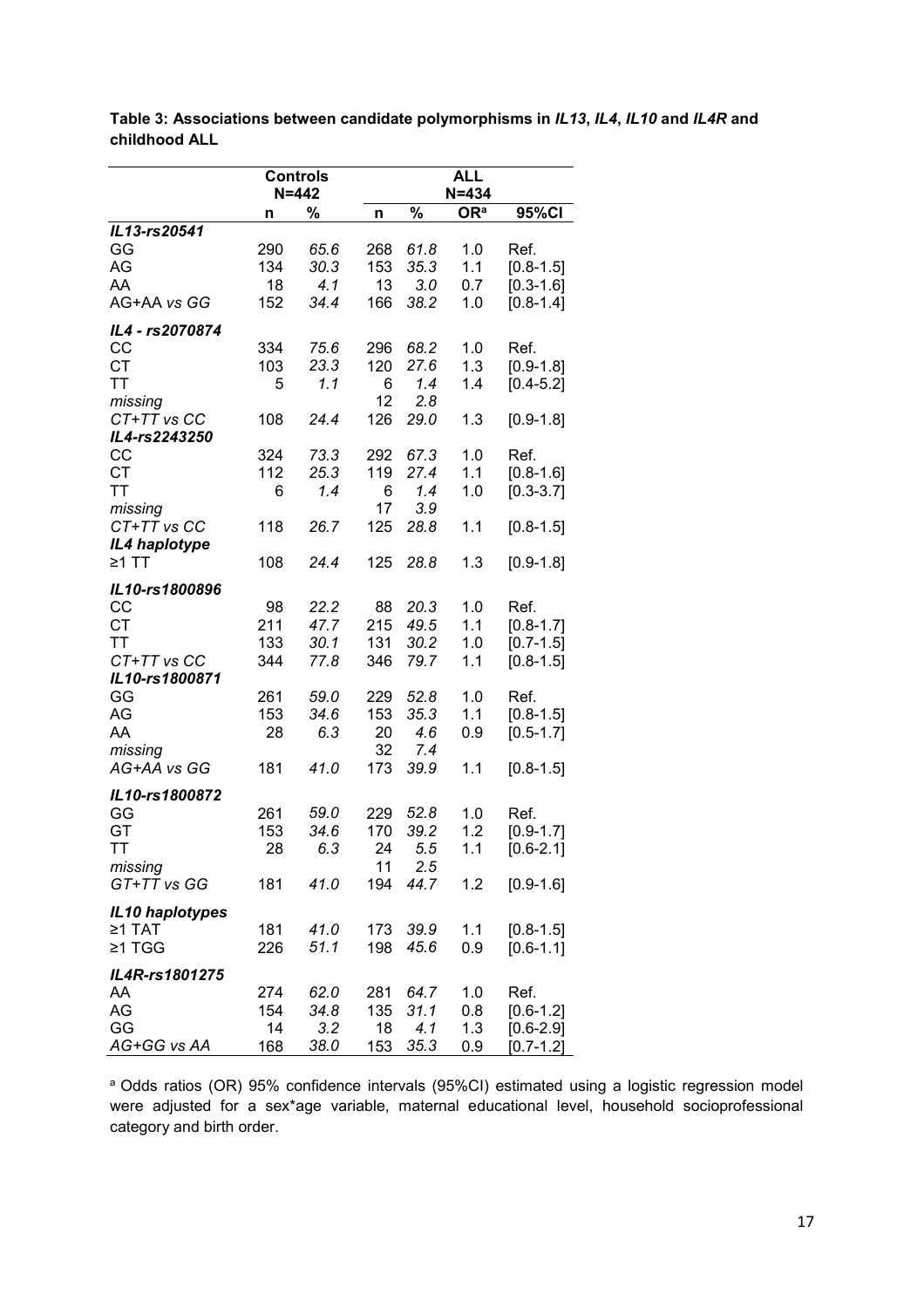**Table 3: Associations between candidate polymorphisms in *IL13*, *IL4*, *IL10* and *IL4R* and childhood ALL**

| | Controls N=442 | | ALL N=434 | | | |
|---|---|---|---|---|---|---|
| | n | % | n | % | OR[a] | 95%CI |
| ***IL13-rs20541*** | | | | | | |
| GG | 290 | *65.6* | 268 | *61.8* | 1.0 | Ref. |
| AG | 134 | *30.3* | 153 | *35.3* | 1.1 | [0.8-1.5] |
| AA | 18 | *4.1* | 13 | *3.0* | 0.7 | [0.3-1.6] |
| AG+AA *vs* GG | 152 | *34.4* | 166 | *38.2* | 1.0 | [0.8-1.4] |
| ***IL4 - rs2070874*** | | | | | | |
| CC | 334 | *75.6* | 296 | *68.2* | 1.0 | Ref. |
| CT | 103 | *23.3* | 120 | *27.6* | 1.3 | [0.9-1.8] |
| TT | 5 | *1.1* | 6 | *1.4* | 1.4 | [0.4-5.2] |
| *missing* | | | 12 | *2.8* | | |
| *CT+TT vs CC* | 108 | *24.4* | 126 | *29.0* | 1.3 | [0.9-1.8] |
| ***IL4-rs2243250*** | | | | | | |
| CC | 324 | *73.3* | 292 | *67.3* | 1.0 | Ref. |
| CT | 112 | *25.3* | 119 | *27.4* | 1.1 | [0.8-1.6] |
| TT | 6 | *1.4* | 6 | *1.4* | 1.0 | [0.3-3.7] |
| *missing* | | | 17 | *3.9* | | |
| *CT+TT vs CC* | 118 | *26.7* | 125 | *28.8* | 1.1 | [0.8-1.5] |
| ***IL4 haplotype*** | | | | | | |
| ≥1 TT | 108 | *24.4* | 125 | *28.8* | 1.3 | [0.9-1.8] |
| ***IL10-rs1800896*** | | | | | | |
| CC | 98 | *22.2* | 88 | *20.3* | 1.0 | Ref. |
| CT | 211 | *47.7* | 215 | *49.5* | 1.1 | [0.8-1.7] |
| TT | 133 | *30.1* | 131 | *30.2* | 1.0 | [0.7-1.5] |
| *CT+TT vs CC* | 344 | *77.8* | 346 | *79.7* | 1.1 | [0.8-1.5] |
| ***IL10-rs1800871*** | | | | | | |
| GG | 261 | *59.0* | 229 | *52.8* | 1.0 | Ref. |
| AG | 153 | *34.6* | 153 | *35.3* | 1.1 | [0.8-1.5] |
| AA | 28 | *6.3* | 20 | *4.6* | 0.9 | [0.5-1.7] |
| *missing* | | | 32 | *7.4* | | |
| *AG+AA vs GG* | 181 | *41.0* | 173 | *39.9* | 1.1 | [0.8-1.5] |
| ***IL10-rs1800872*** | | | | | | |
| GG | 261 | *59.0* | 229 | *52.8* | 1.0 | Ref. |
| GT | 153 | *34.6* | 170 | *39.2* | 1.2 | [0.9-1.7] |
| TT | 28 | *6.3* | 24 | *5.5* | 1.1 | [0.6-2.1] |
| *missing* | | | 11 | *2.5* | | |
| *GT+TT vs GG* | 181 | *41.0* | 194 | *44.7* | 1.2 | [0.9-1.6] |
| ***IL10 haplotypes*** | | | | | | |
| ≥1 TAT | 181 | *41.0* | 173 | *39.9* | 1.1 | [0.8-1.5] |
| ≥1 TGG | 226 | *51.1* | 198 | *45.6* | 0.9 | [0.6-1.1] |
| ***IL4R-rs1801275*** | | | | | | |
| AA | 274 | *62.0* | 281 | *64.7* | 1.0 | Ref. |
| AG | 154 | *34.8* | 135 | *31.1* | 0.8 | [0.6-1.2] |
| GG | 14 | *3.2* | 18 | *4.1* | 1.3 | [0.6-2.9] |
| *AG+GG vs AA* | 168 | *38.0* | 153 | *35.3* | 0.9 | [0.7-1.2] |

[a] Odds ratios (OR) 95% confidence intervals (95%CI) estimated using a logistic regression model were adjusted for a sex*age variable, maternal educational level, household socioprofessional category and birth order.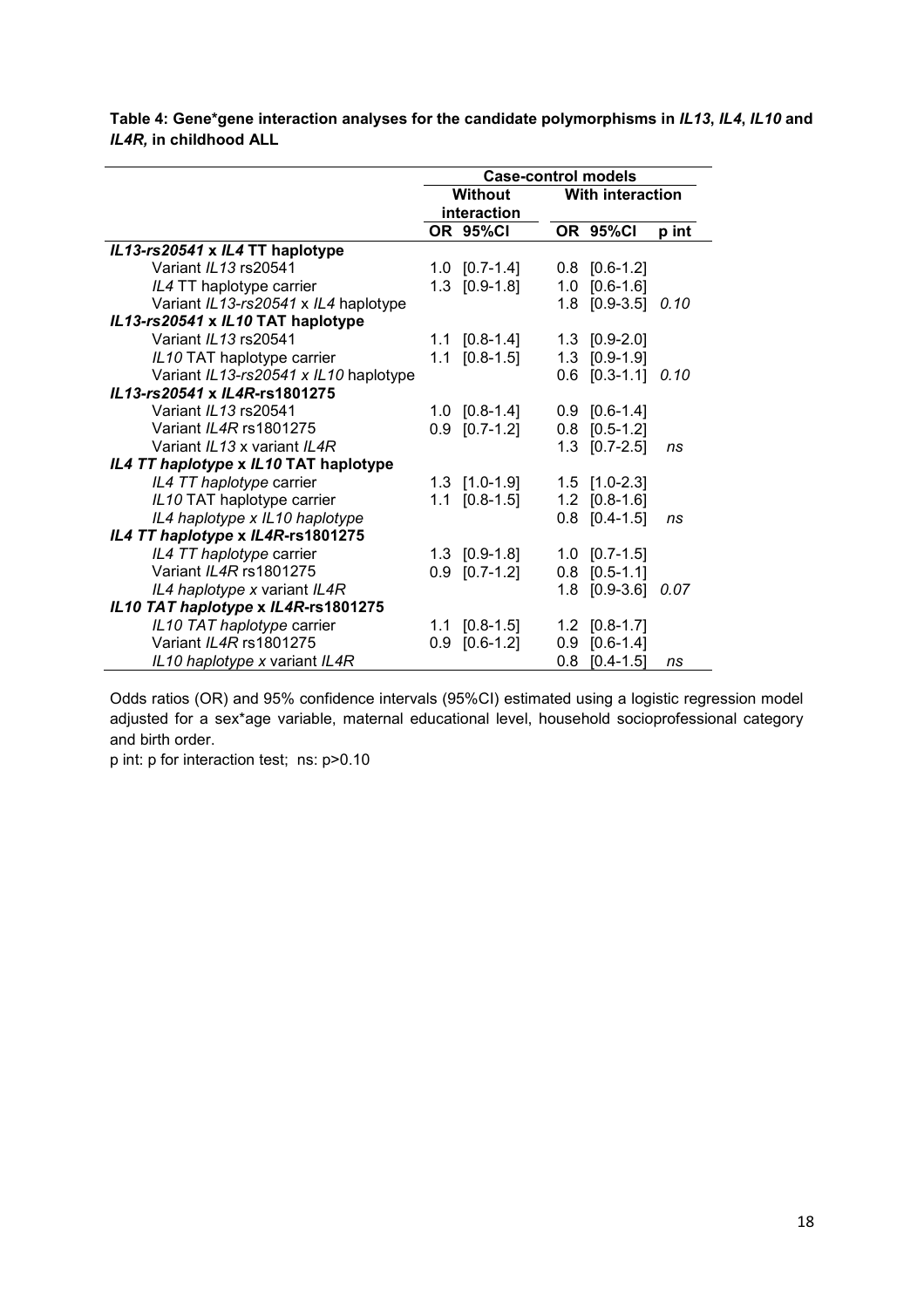**Table 4: Gene*gene interaction analyses for the candidate polymorphisms in *IL13*, *IL4*, *IL10* and *IL4R*, in childhood ALL**

| | Case-control models | | | | |
|---|---|---|---|---|---|
| | Without interaction | | With interaction | | |
| | OR | 95%CI | OR | 95%CI | p int |
| ***IL13-rs20541* x *IL4* TT haplotype** | | | | | |
| Variant *IL13* rs20541 | 1.0 | [0.7-1.4] | 0.8 | [0.6-1.2] | |
| *IL4* TT haplotype carrier | 1.3 | [0.9-1.8] | 1.0 | [0.6-1.6] | |
| Variant *IL13-rs20541* x *IL4* haplotype | | | 1.8 | [0.9-3.5] | *0.10* |
| ***IL13-rs20541* x *IL10* TAT haplotype** | | | | | |
| Variant *IL13* rs20541 | 1.1 | [0.8-1.4] | 1.3 | [0.9-2.0] | |
| *IL10* TAT haplotype carrier | 1.1 | [0.8-1.5] | 1.3 | [0.9-1.9] | |
| Variant *IL13-rs20541* x *IL10* haplotype | | | 0.6 | [0.3-1.1] | *0.10* |
| ***IL13-rs20541* x *IL4R*-rs1801275** | | | | | |
| Variant *IL13* rs20541 | 1.0 | [0.7-1.4] | 0.9 | [0.6-1.4] | |
| Variant *IL4R* rs1801275 | 0.9 | [0.7-1.2] | 0.8 | [0.5-1.2] | |
| Variant *IL13* x variant *IL4R* | | | 1.3 | [0.7-2.5] | *ns* |
| ***IL4 TT haplotype* x *IL10* TAT haplotype** | | | | | |
| *IL4 TT haplotype* carrier | 1.3 | [1.0-1.9] | 1.5 | [1.0-2.3] | |
| *IL10* TAT haplotype carrier | 1.1 | [0.8-1.5] | 1.2 | [0.8-1.6] | |
| *IL4 haplotype x IL10 haplotype* | | | 0.8 | [0.4-1.5] | *ns* |
| ***IL4 TT haplotype* x *IL4R*-rs1801275** | | | | | |
| *IL4 TT haplotype* carrier | 1.3 | [0.9-1.8] | 1.0 | [0.7-1.5] | |
| Variant *IL4R* rs1801275 | 0.9 | [0.7-1.2] | 0.8 | [0.5-1.1] | |
| *IL4 haplotype x* variant *IL4R* | | | 1.8 | [0.9-3.6] | *0.07* |
| ***IL10 TAT haplotype* x *IL4R*-rs1801275** | | | | | |
| *IL10 TAT haplotype* carrier | 1.1 | [0.8-1.5] | 1.2 | [0.8-1.7] | |
| Variant *IL4R* rs1801275 | 0.9 | [0.6-1.2] | 0.9 | [0.6-1.4] | |
| *IL10 haplotype x* variant *IL4R* | | | 0.8 | [0.4-1.5] | *ns* |

Odds ratios (OR) and 95% confidence intervals (95%CI) estimated using a logistic regression model adjusted for a sex*age variable, maternal educational level, household socioprofessional category and birth order.

p int: p for interaction test; ns: p>0.10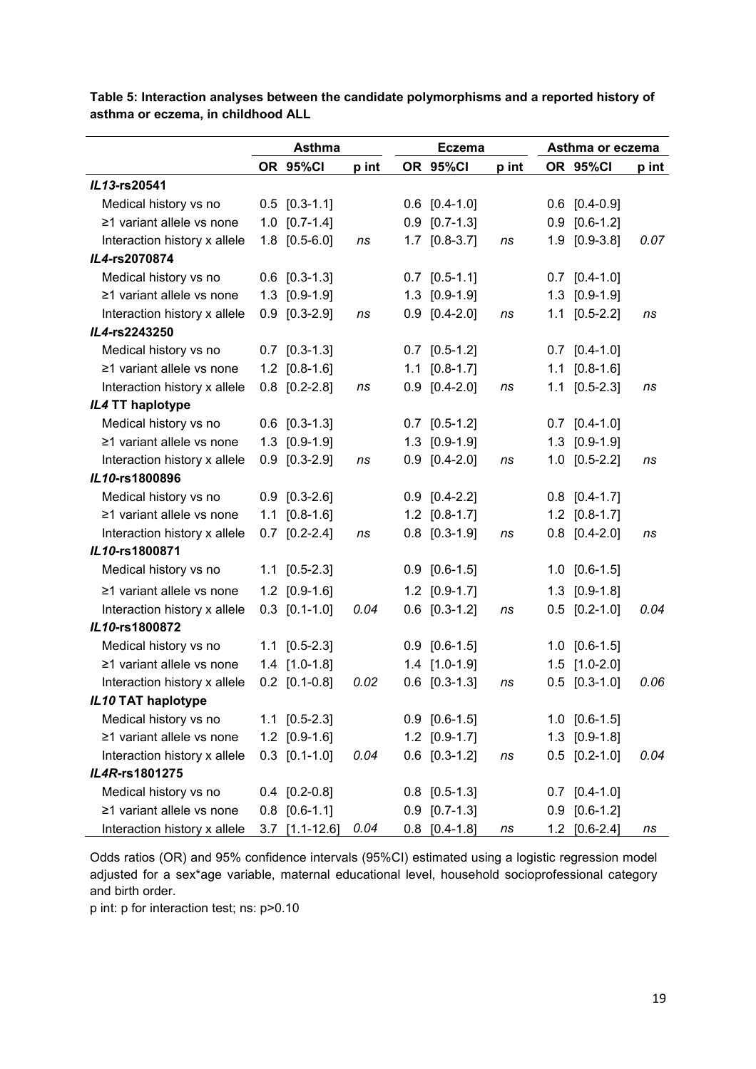**Table 5: Interaction analyses between the candidate polymorphisms and a reported history of asthma or eczema, in childhood ALL**

| | Asthma | | | Eczema | | | Asthma or eczema | | |
|---|---|---|---|---|---|---|---|---|---|
| | OR | 95%CI | p int | OR | 95%CI | p int | OR | 95%CI | p int |
| ***IL13*-rs20541** | | | | | | | | | |
| Medical history vs no | 0.5 | [0.3-1.1] | | 0.6 | [0.4-1.0] | | 0.6 | [0.4-0.9] | |
| ≥1 variant allele vs none | 1.0 | [0.7-1.4] | | 0.9 | [0.7-1.3] | | 0.9 | [0.6-1.2] | |
| Interaction history x allele | 1.8 | [0.5-6.0] | *ns* | 1.7 | [0.8-3.7] | *ns* | 1.9 | [0.9-3.8] | *0.07* |
| ***IL4*-rs2070874** | | | | | | | | | |
| Medical history vs no | 0.6 | [0.3-1.3] | | 0.7 | [0.5-1.1] | | 0.7 | [0.4-1.0] | |
| ≥1 variant allele vs none | 1.3 | [0.9-1.9] | | 1.3 | [0.9-1.9] | | 1.3 | [0.9-1.9] | |
| Interaction history x allele | 0.9 | [0.3-2.9] | *ns* | 0.9 | [0.4-2.0] | *ns* | 1.1 | [0.5-2.2] | *ns* |
| ***IL4*-rs2243250** | | | | | | | | | |
| Medical history vs no | 0.7 | [0.3-1.3] | | 0.7 | [0.5-1.2] | | 0.7 | [0.4-1.0] | |
| ≥1 variant allele vs none | 1.2 | [0.8-1.6] | | 1.1 | [0.8-1.7] | | 1.1 | [0.8-1.6] | |
| Interaction history x allele | 0.8 | [0.2-2.8] | *ns* | 0.9 | [0.4-2.0] | *ns* | 1.1 | [0.5-2.3] | *ns* |
| ***IL4* TT haplotype** | | | | | | | | | |
| Medical history vs no | 0.6 | [0.3-1.3] | | 0.7 | [0.5-1.2] | | 0.7 | [0.4-1.0] | |
| ≥1 variant allele vs none | 1.3 | [0.9-1.9] | | 1.3 | [0.9-1.9] | | 1.3 | [0.9-1.9] | |
| Interaction history x allele | 0.9 | [0.3-2.9] | *ns* | 0.9 | [0.4-2.0] | *ns* | 1.0 | [0.5-2.2] | *ns* |
| ***IL10*-rs1800896** | | | | | | | | | |
| Medical history vs no | 0.9 | [0.3-2.6] | | 0.9 | [0.4-2.2] | | 0.8 | [0.4-1.7] | |
| ≥1 variant allele vs none | 1.1 | [0.8-1.6] | | 1.2 | [0.8-1.7] | | 1.2 | [0.8-1.7] | |
| Interaction history x allele | 0.7 | [0.2-2.4] | *ns* | 0.8 | [0.3-1.9] | *ns* | 0.8 | [0.4-2.0] | *ns* |
| ***IL10*-rs1800871** | | | | | | | | | |
| Medical history vs no | 1.1 | [0.5-2.3] | | 0.9 | [0.6-1.5] | | 1.0 | [0.6-1.5] | |
| ≥1 variant allele vs none | 1.2 | [0.9-1.6] | | 1.2 | [0.9-1.7] | | 1.3 | [0.9-1.8] | |
| Interaction history x allele | 0.3 | [0.1-1.0] | *0.04* | 0.6 | [0.3-1.2] | *ns* | 0.5 | [0.2-1.0] | *0.04* |
| ***IL10*-rs1800872** | | | | | | | | | |
| Medical history vs no | 1.1 | [0.5-2.3] | | 0.9 | [0.6-1.5] | | 1.0 | [0.6-1.5] | |
| ≥1 variant allele vs none | 1.4 | [1.0-1.8] | | 1.4 | [1.0-1.9] | | 1.5 | [1.0-2.0] | |
| Interaction history x allele | 0.2 | [0.1-0.8] | *0.02* | 0.6 | [0.3-1.3] | *ns* | 0.5 | [0.3-1.0] | *0.06* |
| ***IL10* TAT haplotype** | | | | | | | | | |
| Medical history vs no | 1.1 | [0.5-2.3] | | 0.9 | [0.6-1.5] | | 1.0 | [0.6-1.5] | |
| ≥1 variant allele vs none | 1.2 | [0.9-1.6] | | 1.2 | [0.9-1.7] | | 1.3 | [0.9-1.8] | |
| Interaction history x allele | 0.3 | [0.1-1.0] | *0.04* | 0.6 | [0.3-1.2] | *ns* | 0.5 | [0.2-1.0] | *0.04* |
| ***IL4R*-rs1801275** | | | | | | | | | |
| Medical history vs no | 0.4 | [0.2-0.8] | | 0.8 | [0.5-1.3] | | 0.7 | [0.4-1.0] | |
| ≥1 variant allele vs none | 0.8 | [0.6-1.1] | | 0.9 | [0.7-1.3] | | 0.9 | [0.6-1.2] | |
| Interaction history x allele | 3.7 | [1.1-12.6] | *0.04* | 0.8 | [0.4-1.8] | *ns* | 1.2 | [0.6-2.4] | *ns* |

Odds ratios (OR) and 95% confidence intervals (95%CI) estimated using a logistic regression model adjusted for a sex*age variable, maternal educational level, household socioprofessional category and birth order.

p int: p for interaction test; ns: p>0.10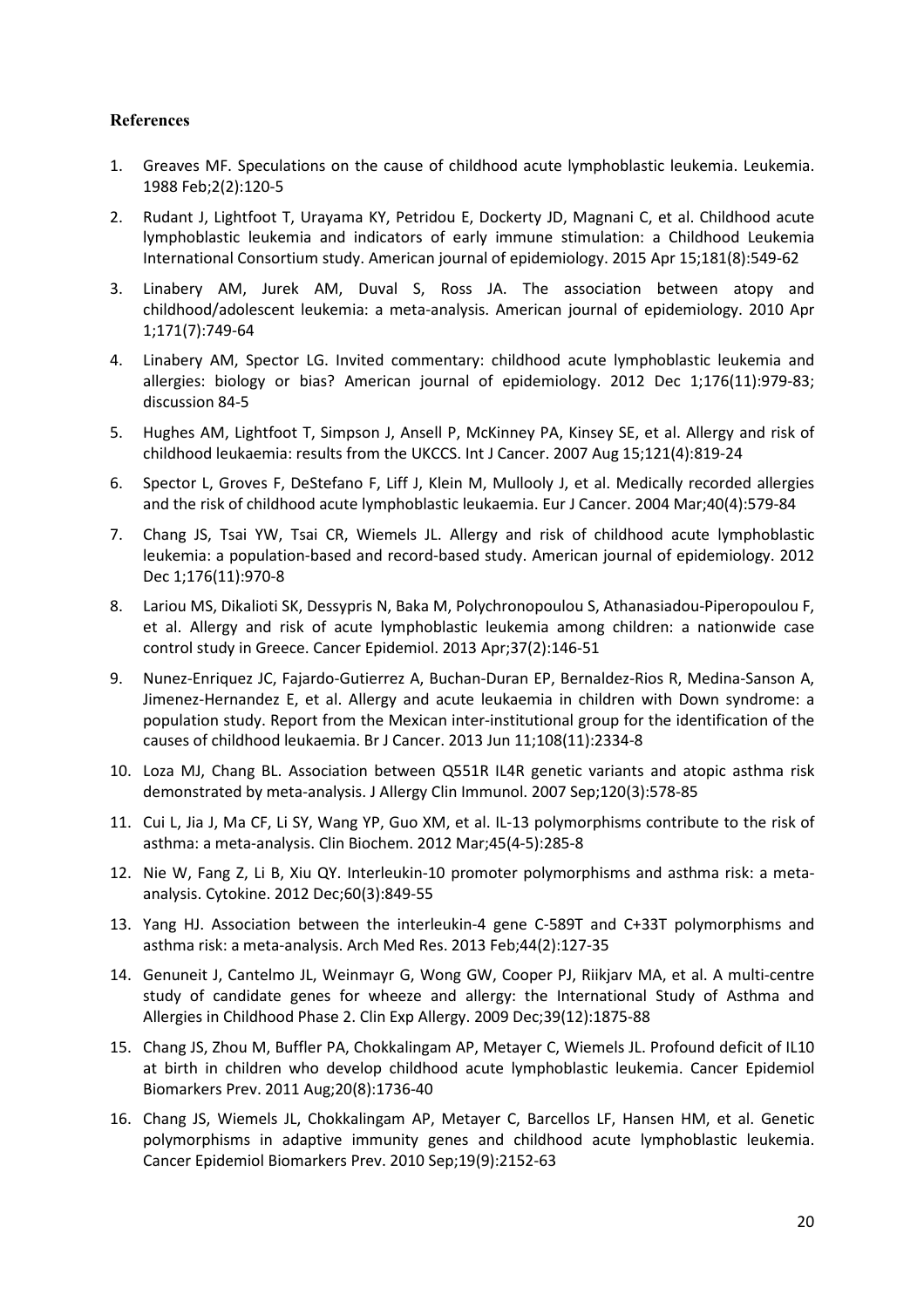### References

1. Greaves MF. Speculations on the cause of childhood acute lymphoblastic leukemia. Leukemia. 1988 Feb;2(2):120-5
2. Rudant J, Lightfoot T, Urayama KY, Petridou E, Dockerty JD, Magnani C, et al. Childhood acute lymphoblastic leukemia and indicators of early immune stimulation: a Childhood Leukemia International Consortium study. American journal of epidemiology. 2015 Apr 15;181(8):549-62
3. Linabery AM, Jurek AM, Duval S, Ross JA. The association between atopy and childhood/adolescent leukemia: a meta-analysis. American journal of epidemiology. 2010 Apr 1;171(7):749-64
4. Linabery AM, Spector LG. Invited commentary: childhood acute lymphoblastic leukemia and allergies: biology or bias? American journal of epidemiology. 2012 Dec 1;176(11):979-83; discussion 84-5
5. Hughes AM, Lightfoot T, Simpson J, Ansell P, McKinney PA, Kinsey SE, et al. Allergy and risk of childhood leukaemia: results from the UKCCS. Int J Cancer. 2007 Aug 15;121(4):819-24
6. Spector L, Groves F, DeStefano F, Liff J, Klein M, Mullooly J, et al. Medically recorded allergies and the risk of childhood acute lymphoblastic leukaemia. Eur J Cancer. 2004 Mar;40(4):579-84
7. Chang JS, Tsai YW, Tsai CR, Wiemels JL. Allergy and risk of childhood acute lymphoblastic leukemia: a population-based and record-based study. American journal of epidemiology. 2012 Dec 1;176(11):970-8
8. Lariou MS, Dikalioti SK, Dessypris N, Baka M, Polychronopoulou S, Athanasiadou-Piperopoulou F, et al. Allergy and risk of acute lymphoblastic leukemia among children: a nationwide case control study in Greece. Cancer Epidemiol. 2013 Apr;37(2):146-51
9. Nunez-Enriquez JC, Fajardo-Gutierrez A, Buchan-Duran EP, Bernaldez-Rios R, Medina-Sanson A, Jimenez-Hernandez E, et al. Allergy and acute leukaemia in children with Down syndrome: a population study. Report from the Mexican inter-institutional group for the identification of the causes of childhood leukaemia. Br J Cancer. 2013 Jun 11;108(11):2334-8
10. Loza MJ, Chang BL. Association between Q551R IL4R genetic variants and atopic asthma risk demonstrated by meta-analysis. J Allergy Clin Immunol. 2007 Sep;120(3):578-85
11. Cui L, Jia J, Ma CF, Li SY, Wang YP, Guo XM, et al. IL-13 polymorphisms contribute to the risk of asthma: a meta-analysis. Clin Biochem. 2012 Mar;45(4-5):285-8
12. Nie W, Fang Z, Li B, Xiu QY. Interleukin-10 promoter polymorphisms and asthma risk: a meta-analysis. Cytokine. 2012 Dec;60(3):849-55
13. Yang HJ. Association between the interleukin-4 gene C-589T and C+33T polymorphisms and asthma risk: a meta-analysis. Arch Med Res. 2013 Feb;44(2):127-35
14. Genuneit J, Cantelmo JL, Weinmayr G, Wong GW, Cooper PJ, Riikjarv MA, et al. A multi-centre study of candidate genes for wheeze and allergy: the International Study of Asthma and Allergies in Childhood Phase 2. Clin Exp Allergy. 2009 Dec;39(12):1875-88
15. Chang JS, Zhou M, Buffler PA, Chokkalingam AP, Metayer C, Wiemels JL. Profound deficit of IL10 at birth in children who develop childhood acute lymphoblastic leukemia. Cancer Epidemiol Biomarkers Prev. 2011 Aug;20(8):1736-40
16. Chang JS, Wiemels JL, Chokkalingam AP, Metayer C, Barcellos LF, Hansen HM, et al. Genetic polymorphisms in adaptive immunity genes and childhood acute lymphoblastic leukemia. Cancer Epidemiol Biomarkers Prev. 2010 Sep;19(9):2152-63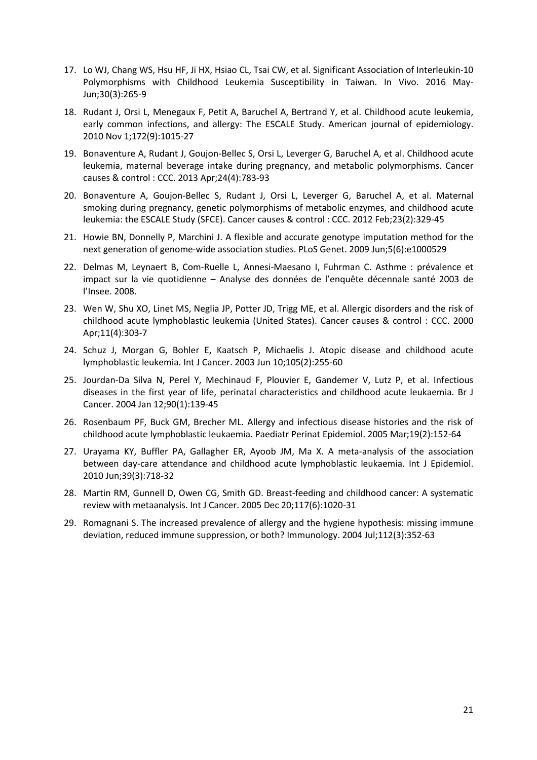17. Lo WJ, Chang WS, Hsu HF, Ji HX, Hsiao CL, Tsai CW, et al. Significant Association of Interleukin-10 Polymorphisms with Childhood Leukemia Susceptibility in Taiwan. In Vivo. 2016 May-Jun;30(3):265-9

18. Rudant J, Orsi L, Menegaux F, Petit A, Baruchel A, Bertrand Y, et al. Childhood acute leukemia, early common infections, and allergy: The ESCALE Study. American journal of epidemiology. 2010 Nov 1;172(9):1015-27

19. Bonaventure A, Rudant J, Goujon-Bellec S, Orsi L, Leverger G, Baruchel A, et al. Childhood acute leukemia, maternal beverage intake during pregnancy, and metabolic polymorphisms. Cancer causes & control : CCC. 2013 Apr;24(4):783-93

20. Bonaventure A, Goujon-Bellec S, Rudant J, Orsi L, Leverger G, Baruchel A, et al. Maternal smoking during pregnancy, genetic polymorphisms of metabolic enzymes, and childhood acute leukemia: the ESCALE Study (SFCE). Cancer causes & control : CCC. 2012 Feb;23(2):329-45

21. Howie BN, Donnelly P, Marchini J. A flexible and accurate genotype imputation method for the next generation of genome-wide association studies. PLoS Genet. 2009 Jun;5(6):e1000529

22. Delmas M, Leynaert B, Com-Ruelle L, Annesi-Maesano I, Fuhrman C. Asthme : prévalence et impact sur la vie quotidienne – Analyse des données de l'enquête décennale santé 2003 de l'Insee. 2008.

23. Wen W, Shu XO, Linet MS, Neglia JP, Potter JD, Trigg ME, et al. Allergic disorders and the risk of childhood acute lymphoblastic leukemia (United States). Cancer causes & control : CCC. 2000 Apr;11(4):303-7

24. Schuz J, Morgan G, Bohler E, Kaatsch P, Michaelis J. Atopic disease and childhood acute lymphoblastic leukemia. Int J Cancer. 2003 Jun 10;105(2):255-60

25. Jourdan-Da Silva N, Perel Y, Mechinaud F, Plouvier E, Gandemer V, Lutz P, et al. Infectious diseases in the first year of life, perinatal characteristics and childhood acute leukaemia. Br J Cancer. 2004 Jan 12;90(1):139-45

26. Rosenbaum PF, Buck GM, Brecher ML. Allergy and infectious disease histories and the risk of childhood acute lymphoblastic leukaemia. Paediatr Perinat Epidemiol. 2005 Mar;19(2):152-64

27. Urayama KY, Buffler PA, Gallagher ER, Ayoob JM, Ma X. A meta-analysis of the association between day-care attendance and childhood acute lymphoblastic leukaemia. Int J Epidemiol. 2010 Jun;39(3):718-32

28. Martin RM, Gunnell D, Owen CG, Smith GD. Breast-feeding and childhood cancer: A systematic review with metaanalysis. Int J Cancer. 2005 Dec 20;117(6):1020-31

29. Romagnani S. The increased prevalence of allergy and the hygiene hypothesis: missing immune deviation, reduced immune suppression, or both? Immunology. 2004 Jul;112(3):352-63